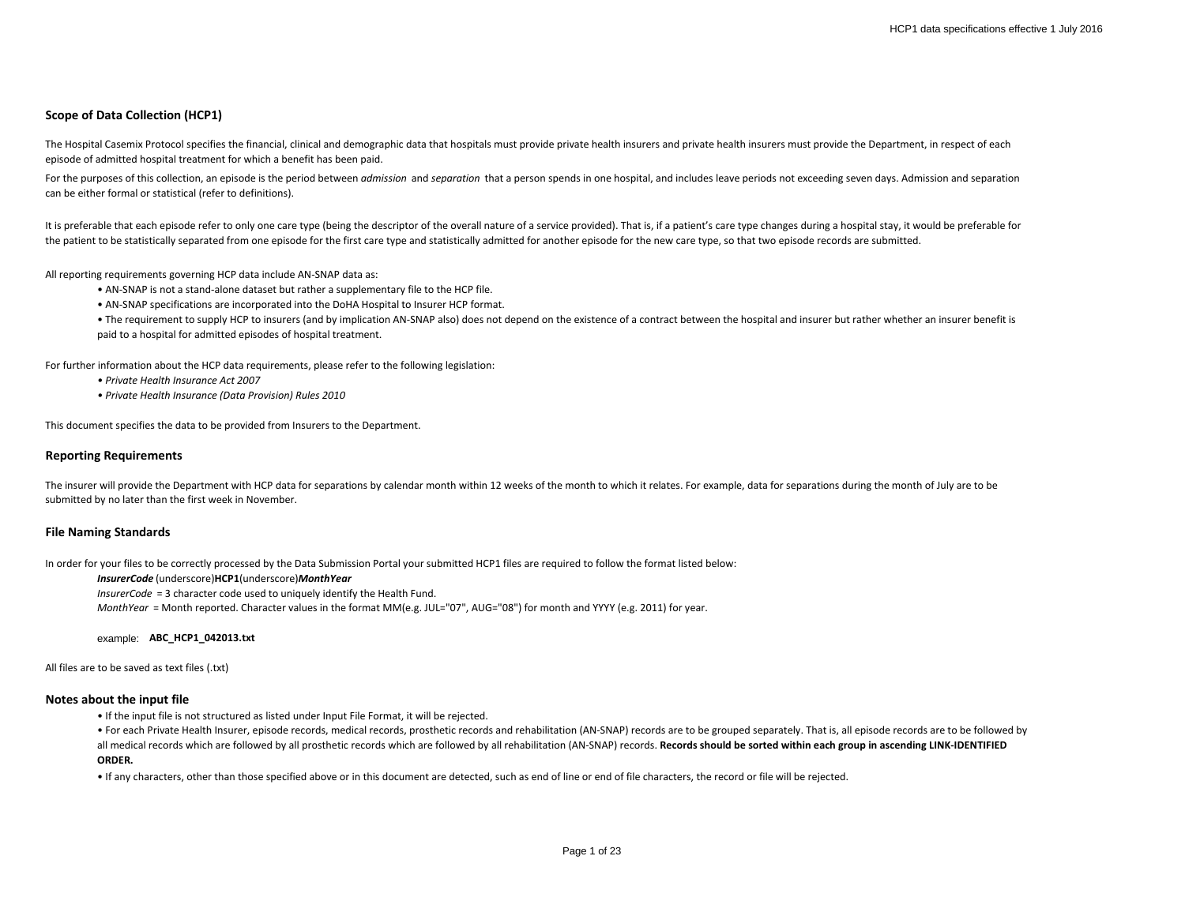## Scope of Data Collection (HCP1)

The Hospital Casemix Protocol specifies the financial, clinical and demographic data that hospitals must provide private health insurers and private health insurers must provide the Department, in respect of each episode of admitted hospital treatment for which a benefit has been paid.

For the purposes of this collection, an episode is the period between *admission* and *separation* that a person spends in one hospital, and includes leave periods not exceeding seven days. Admission and separation can be either formal or statistical (refer to definitions).

It is preferable that each episode refer to only one care type (being the descriptor of the overall nature of a service provided). That is, if a patient's care type changes during a hospital stay, it would be preferable for the patient to be statistically separated from one episode for the first care type and statistically admitted for another episode for the new care type, so that two episode records are submitted.

All reporting requirements governing HCP data include AN-SNAP data as:

- AN-SNAP is not a stand-alone dataset but rather a supplementary file to the HCP file.
- AN-SNAP specifications are incorporated into the DoHA Hospital to Insurer HCP format.
- The requirement to supply HCP to insurers (and by implication AN-SNAP also) does not depend on the existence of a contract between the hospital and insurer but rather whether an insurer benefit is paid to a hospital for admitted episodes of hospital treatment.

For further information about the HCP data requirements, please refer to the following legislation:

- *Private Health Insurance Act 2007*
- *Private Health Insurance (Data Provision) Rules 2010*

This document specifies the data to be provided from Insurers to the Department.

## Reporting Requirements

The insurer will provide the Department with HCP data for separations by calendar month within 12 weeks of the month to which it relates. For example, data for separations during the month of July are to be submitted by no later than the first week in November.

## File Naming Standards

In order for your files to be correctly processed by the Data Submission Portal your submitted HCP1 files are required to follow the format listed below:

***InsurerCode*** (underscore)**HCP1**(underscore)***MonthYear***
*InsurerCode* = 3 character code used to uniquely identify the Health Fund.
*MonthYear* = Month reported. Character values in the format MM(e.g. JUL="07", AUG="08") for month and YYYY (e.g. 2011) for year.

example: **ABC_HCP1_042013.txt**

All files are to be saved as text files (.txt)

## Notes about the input file

- If the input file is not structured as listed under Input File Format, it will be rejected.
- For each Private Health Insurer, episode records, medical records, prosthetic records and rehabilitation (AN-SNAP) records are to be grouped separately. That is, all episode records are to be followed by all medical records which are followed by all prosthetic records which are followed by all rehabilitation (AN-SNAP) records. **Records should be sorted within each group in ascending LINK-IDENTIFIED ORDER.**
- If any characters, other than those specified above or in this document are detected, such as end of line or end of file characters, the record or file will be rejected.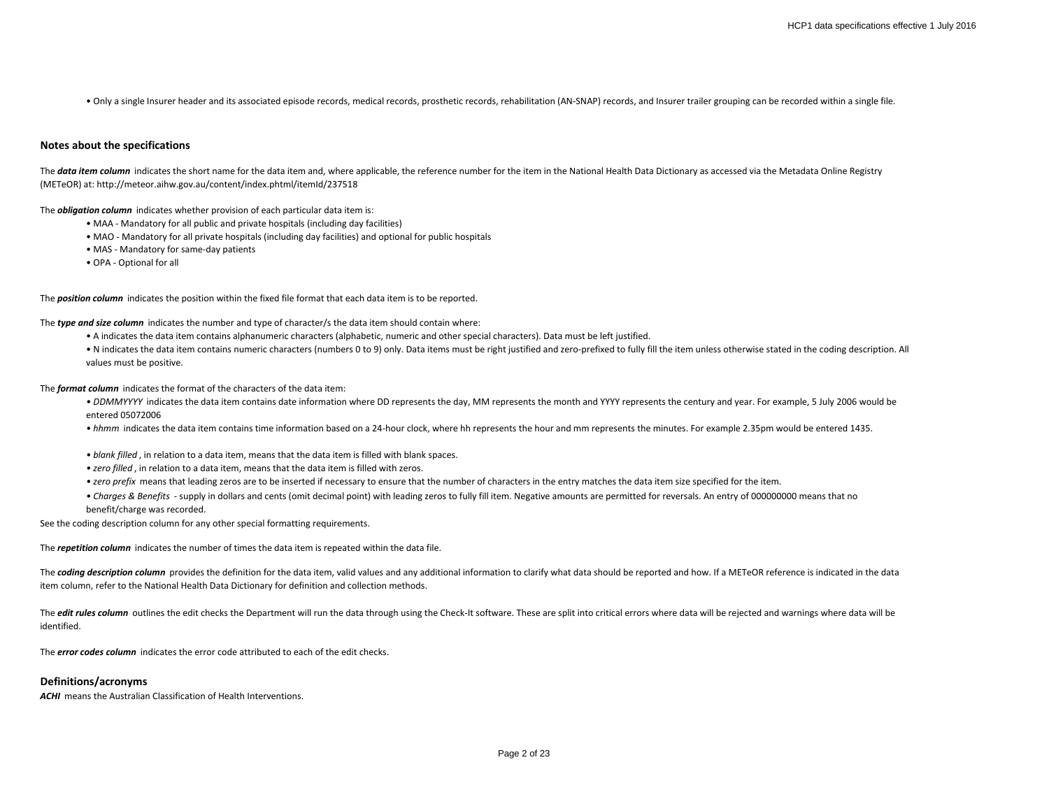• Only a single Insurer header and its associated episode records, medical records, prosthetic records, rehabilitation (AN-SNAP) records, and Insurer trailer grouping can be recorded within a single file.

### Notes about the specifications

The ***data item column*** indicates the short name for the data item and, where applicable, the reference number for the item in the National Health Data Dictionary as accessed via the Metadata Online Registry (METeOR) at: http://meteor.aihw.gov.au/content/index.phtml/itemId/237518

The ***obligation column*** indicates whether provision of each particular data item is:

- MAA - Mandatory for all public and private hospitals (including day facilities)
- MAO - Mandatory for all private hospitals (including day facilities) and optional for public hospitals
- MAS - Mandatory for same-day patients
- OPA - Optional for all

The ***position column*** indicates the position within the fixed file format that each data item is to be reported.

The ***type and size column*** indicates the number and type of character/s the data item should contain where:

- A indicates the data item contains alphanumeric characters (alphabetic, numeric and other special characters). Data must be left justified.
- N indicates the data item contains numeric characters (numbers 0 to 9) only. Data items must be right justified and zero-prefixed to fully fill the item unless otherwise stated in the coding description. All values must be positive.

The ***format column*** indicates the format of the characters of the data item:

- *DDMMYYYY* indicates the data item contains date information where DD represents the day, MM represents the month and YYYY represents the century and year. For example, 5 July 2006 would be entered 05072006
- *hhmm* indicates the data item contains time information based on a 24-hour clock, where hh represents the hour and mm represents the minutes. For example 2.35pm would be entered 1435.
- *blank filled* , in relation to a data item, means that the data item is filled with blank spaces.
- *zero filled* , in relation to a data item, means that the data item is filled with zeros.
- *zero prefix* means that leading zeros are to be inserted if necessary to ensure that the number of characters in the entry matches the data item size specified for the item.
- *Charges & Benefits* - supply in dollars and cents (omit decimal point) with leading zeros to fully fill item. Negative amounts are permitted for reversals. An entry of 000000000 means that no benefit/charge was recorded.

See the coding description column for any other special formatting requirements.

The ***repetition column*** indicates the number of times the data item is repeated within the data file.

The ***coding description column*** provides the definition for the data item, valid values and any additional information to clarify what data should be reported and how. If a METeOR reference is indicated in the data item column, refer to the National Health Data Dictionary for definition and collection methods.

The ***edit rules column*** outlines the edit checks the Department will run the data through using the Check-It software. These are split into critical errors where data will be rejected and warnings where data will be identified.

The ***error codes column*** indicates the error code attributed to each of the edit checks.

### Definitions/acronyms

***ACHI*** means the Australian Classification of Health Interventions.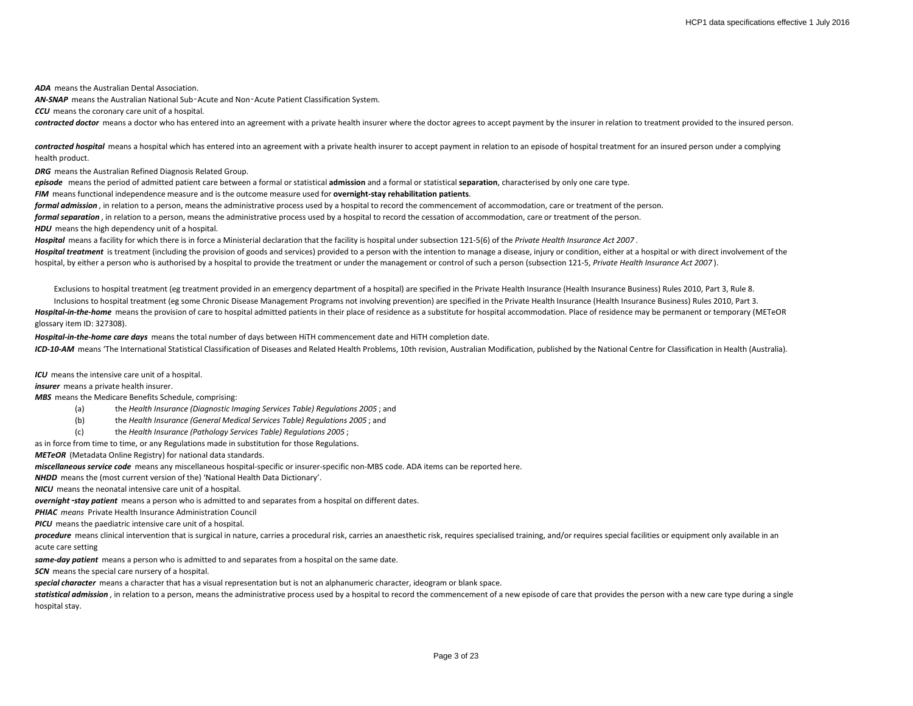***ADA*** means the Australian Dental Association.

***AN-SNAP*** means the Australian National Sub‑Acute and Non‑Acute Patient Classification System.

***CCU*** means the coronary care unit of a hospital.

***contracted doctor*** means a doctor who has entered into an agreement with a private health insurer where the doctor agrees to accept payment by the insurer in relation to treatment provided to the insured person.

***contracted hospital*** means a hospital which has entered into an agreement with a private health insurer to accept payment in relation to an episode of hospital treatment for an insured person under a complying health product.

***DRG*** means the Australian Refined Diagnosis Related Group.

***episode*** means the period of admitted patient care between a formal or statistical **admission** and a formal or statistical **separation**, characterised by only one care type.

***FIM*** means functional independence measure and is the outcome measure used for **overnight-stay rehabilitation patients**.

***formal admission*** , in relation to a person, means the administrative process used by a hospital to record the commencement of accommodation, care or treatment of the person.

***formal separation*** , in relation to a person, means the administrative process used by a hospital to record the cessation of accommodation, care or treatment of the person.

***HDU*** means the high dependency unit of a hospital.

***Hospital*** means a facility for which there is in force a Ministerial declaration that the facility is hospital under subsection 121-5(6) of the *Private Health Insurance Act 2007* .

***Hospital treatment*** is treatment (including the provision of goods and services) provided to a person with the intention to manage a disease, injury or condition, either at a hospital or with direct involvement of the hospital, by either a person who is authorised by a hospital to provide the treatment or under the management or control of such a person (subsection 121-5, *Private Health Insurance Act 2007* ).

Exclusions to hospital treatment (eg treatment provided in an emergency department of a hospital) are specified in the Private Health Insurance (Health Insurance Business) Rules 2010, Part 3, Rule 8.

Inclusions to hospital treatment (eg some Chronic Disease Management Programs not involving prevention) are specified in the Private Health Insurance (Health Insurance Business) Rules 2010, Part 3.

***Hospital-in-the-home*** means the provision of care to hospital admitted patients in their place of residence as a substitute for hospital accommodation. Place of residence may be permanent or temporary (METeOR glossary item ID: 327308).

***Hospital-in-the-home care days*** means the total number of days between HiTH commencement date and HiTH completion date.

***ICD-10-AM*** means 'The International Statistical Classification of Diseases and Related Health Problems, 10th revision, Australian Modification, published by the National Centre for Classification in Health (Australia).

***ICU*** means the intensive care unit of a hospital.

***insurer*** means a private health insurer.

***MBS*** means the Medicare Benefits Schedule, comprising:

(a) the *Health Insurance (Diagnostic Imaging Services Table) Regulations 2005* ; and

(b) the *Health Insurance (General Medical Services Table) Regulations 2005* ; and

(c) the *Health Insurance (Pathology Services Table) Regulations 2005* ;

as in force from time to time, or any Regulations made in substitution for those Regulations.

***METeOR*** (Metadata Online Registry) for national data standards.

***miscellaneous service code*** means any miscellaneous hospital-specific or insurer-specific non-MBS code. ADA items can be reported here.

***NHDD*** means the (most current version of the) 'National Health Data Dictionary'.

***NICU*** means the neonatal intensive care unit of a hospital.

***overnight‑stay patient*** means a person who is admitted to and separates from a hospital on different dates.

***PHIAC*** *means* Private Health Insurance Administration Council

***PICU*** means the paediatric intensive care unit of a hospital.

***procedure*** means clinical intervention that is surgical in nature, carries a procedural risk, carries an anaesthetic risk, requires specialised training, and/or requires special facilities or equipment only available in an acute care setting

***same-day patient*** means a person who is admitted to and separates from a hospital on the same date.

***SCN*** means the special care nursery of a hospital.

***special character*** means a character that has a visual representation but is not an alphanumeric character, ideogram or blank space.

***statistical admission*** , in relation to a person, means the administrative process used by a hospital to record the commencement of a new episode of care that provides the person with a new care type during a single hospital stay.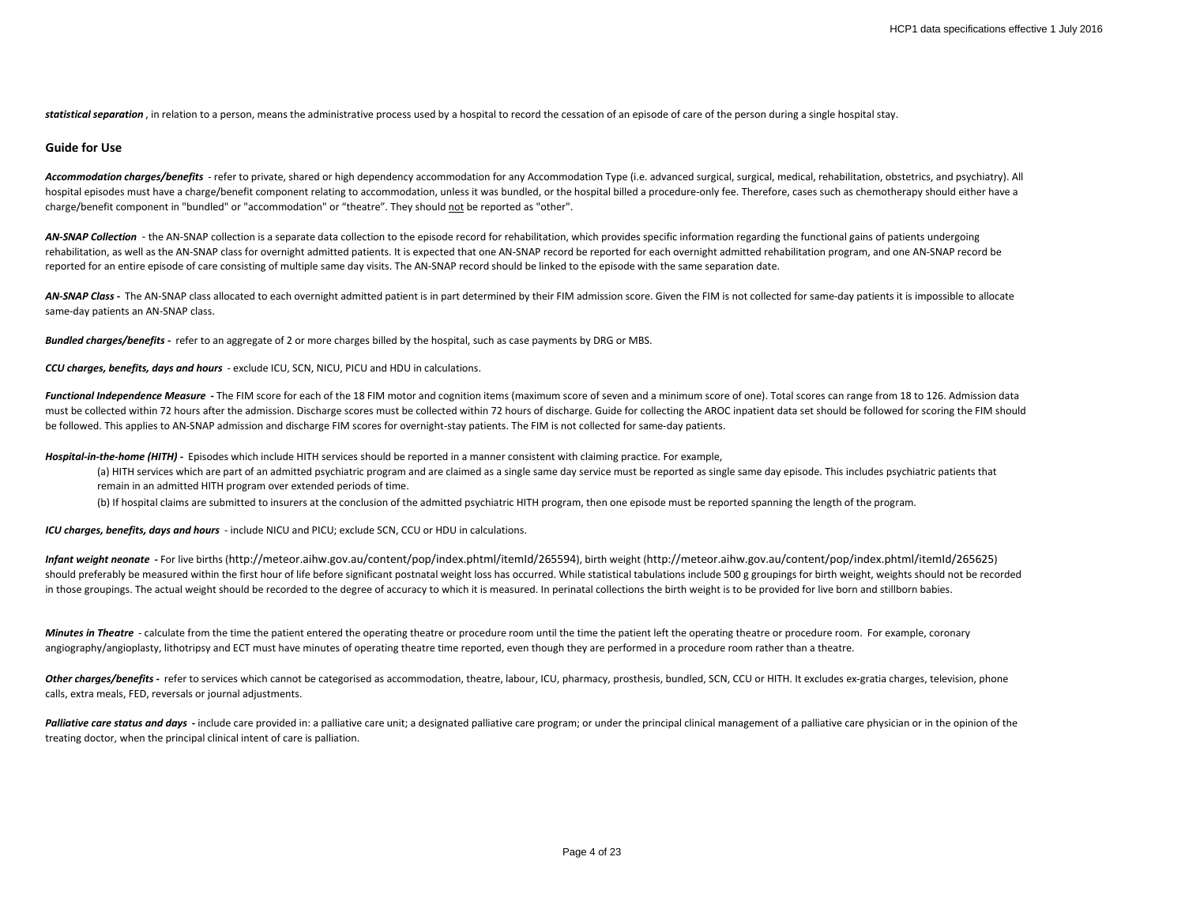***statistical separation*** , in relation to a person, means the administrative process used by a hospital to record the cessation of an episode of care of the person during a single hospital stay.

## Guide for Use

***Accommodation charges/benefits*** - refer to private, shared or high dependency accommodation for any Accommodation Type (i.e. advanced surgical, surgical, medical, rehabilitation, obstetrics, and psychiatry). All hospital episodes must have a charge/benefit component relating to accommodation, unless it was bundled, or the hospital billed a procedure-only fee. Therefore, cases such as chemotherapy should either have a charge/benefit component in "bundled" or "accommodation" or "theatre". They should not be reported as "other".

***AN-SNAP Collection*** - the AN-SNAP collection is a separate data collection to the episode record for rehabilitation, which provides specific information regarding the functional gains of patients undergoing rehabilitation, as well as the AN-SNAP class for overnight admitted patients. It is expected that one AN-SNAP record be reported for each overnight admitted rehabilitation program, and one AN-SNAP record be reported for an entire episode of care consisting of multiple same day visits. The AN-SNAP record should be linked to the episode with the same separation date.

***AN-SNAP Class -*** The AN-SNAP class allocated to each overnight admitted patient is in part determined by their FIM admission score. Given the FIM is not collected for same-day patients it is impossible to allocate same-day patients an AN-SNAP class.

***Bundled charges/benefits -*** refer to an aggregate of 2 or more charges billed by the hospital, such as case payments by DRG or MBS.

***CCU charges, benefits, days and hours*** - exclude ICU, SCN, NICU, PICU and HDU in calculations.

***Functional Independence Measure -*** The FIM score for each of the 18 FIM motor and cognition items (maximum score of seven and a minimum score of one). Total scores can range from 18 to 126. Admission data must be collected within 72 hours after the admission. Discharge scores must be collected within 72 hours of discharge. Guide for collecting the AROC inpatient data set should be followed for scoring the FIM should be followed. This applies to AN-SNAP admission and discharge FIM scores for overnight-stay patients. The FIM is not collected for same-day patients.

***Hospital-in-the-home (HITH) -*** Episodes which include HITH services should be reported in a manner consistent with claiming practice. For example,

(a) HITH services which are part of an admitted psychiatric program and are claimed as a single same day service must be reported as single same day episode. This includes psychiatric patients that remain in an admitted HITH program over extended periods of time.

(b) If hospital claims are submitted to insurers at the conclusion of the admitted psychiatric HITH program, then one episode must be reported spanning the length of the program.

***ICU charges, benefits, days and hours*** - include NICU and PICU; exclude SCN, CCU or HDU in calculations.

***Infant weight neonate -*** For live births (http://meteor.aihw.gov.au/content/pop/index.phtml/itemId/265594), birth weight (http://meteor.aihw.gov.au/content/pop/index.phtml/itemId/265625) should preferably be measured within the first hour of life before significant postnatal weight loss has occurred. While statistical tabulations include 500 g groupings for birth weight, weights should not be recorded in those groupings. The actual weight should be recorded to the degree of accuracy to which it is measured. In perinatal collections the birth weight is to be provided for live born and stillborn babies.

***Minutes in Theatre*** - calculate from the time the patient entered the operating theatre or procedure room until the time the patient left the operating theatre or procedure room. For example, coronary angiography/angioplasty, lithotripsy and ECT must have minutes of operating theatre time reported, even though they are performed in a procedure room rather than a theatre.

***Other charges/benefits -*** refer to services which cannot be categorised as accommodation, theatre, labour, ICU, pharmacy, prosthesis, bundled, SCN, CCU or HITH. It excludes ex-gratia charges, television, phone calls, extra meals, FED, reversals or journal adjustments.

***Palliative care status and days -*** include care provided in: a palliative care unit; a designated palliative care program; or under the principal clinical management of a palliative care physician or in the opinion of the treating doctor, when the principal clinical intent of care is palliation.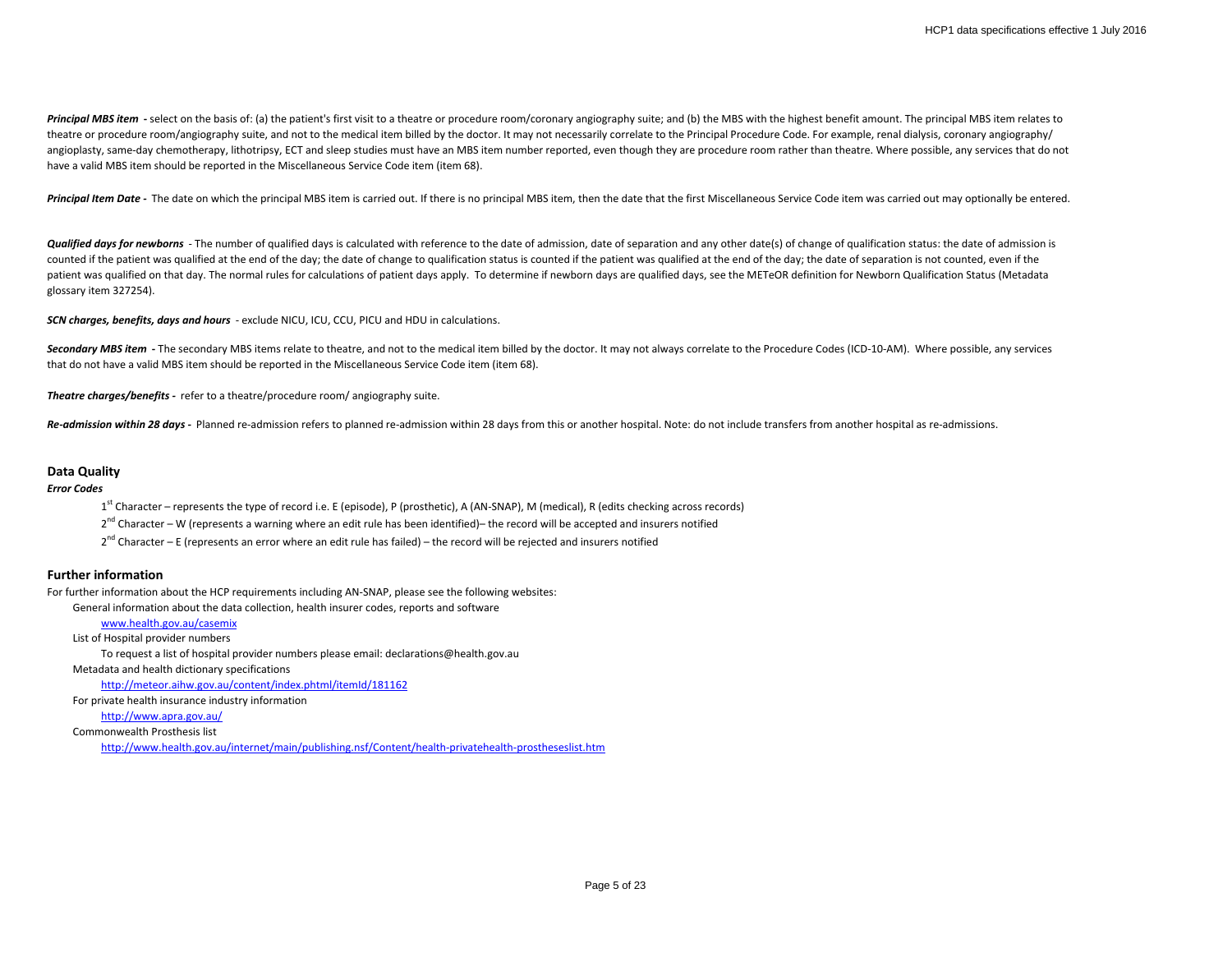***Principal MBS item*** **-** select on the basis of: (a) the patient's first visit to a theatre or procedure room/coronary angiography suite; and (b) the MBS with the highest benefit amount. The principal MBS item relates to theatre or procedure room/angiography suite, and not to the medical item billed by the doctor. It may not necessarily correlate to the Principal Procedure Code. For example, renal dialysis, coronary angiography/ angioplasty, same-day chemotherapy, lithotripsy, ECT and sleep studies must have an MBS item number reported, even though they are procedure room rather than theatre. Where possible, any services that do not have a valid MBS item should be reported in the Miscellaneous Service Code item (item 68).

***Principal Item Date*** **-** The date on which the principal MBS item is carried out. If there is no principal MBS item, then the date that the first Miscellaneous Service Code item was carried out may optionally be entered.

***Qualified days for newborns*** - The number of qualified days is calculated with reference to the date of admission, date of separation and any other date(s) of change of qualification status: the date of admission is counted if the patient was qualified at the end of the day; the date of change to qualification status is counted if the patient was qualified at the end of the day; the date of separation is not counted, even if the patient was qualified on that day. The normal rules for calculations of patient days apply. To determine if newborn days are qualified days, see the METeOR definition for Newborn Qualification Status (Metadata glossary item 327254).

***SCN charges, benefits, days and hours*** - exclude NICU, ICU, CCU, PICU and HDU in calculations.

***Secondary MBS item*** **-** The secondary MBS items relate to theatre, and not to the medical item billed by the doctor. It may not always correlate to the Procedure Codes (ICD-10-AM). Where possible, any services that do not have a valid MBS item should be reported in the Miscellaneous Service Code item (item 68).

***Theatre charges/benefits*** **-** refer to a theatre/procedure room/ angiography suite.

***Re-admission within 28 days*** **-** Planned re-admission refers to planned re-admission within 28 days from this or another hospital. Note: do not include transfers from another hospital as re-admissions.

## Data Quality

***Error Codes***

1st Character – represents the type of record i.e. E (episode), P (prosthetic), A (AN-SNAP), M (medical), R (edits checking across records)

2nd Character – W (represents a warning where an edit rule has been identified)– the record will be accepted and insurers notified

2nd Character – E (represents an error where an edit rule has failed) – the record will be rejected and insurers notified

## Further information

For further information about the HCP requirements including AN-SNAP, please see the following websites:

General information about the data collection, health insurer codes, reports and software

www.health.gov.au/casemix

List of Hospital provider numbers

To request a list of hospital provider numbers please email: declarations@health.gov.au

Metadata and health dictionary specifications

http://meteor.aihw.gov.au/content/index.phtml/itemId/181162

For private health insurance industry information

http://www.apra.gov.au/

Commonwealth Prosthesis list

http://www.health.gov.au/internet/main/publishing.nsf/Content/health-privatehealth-prostheseslist.htm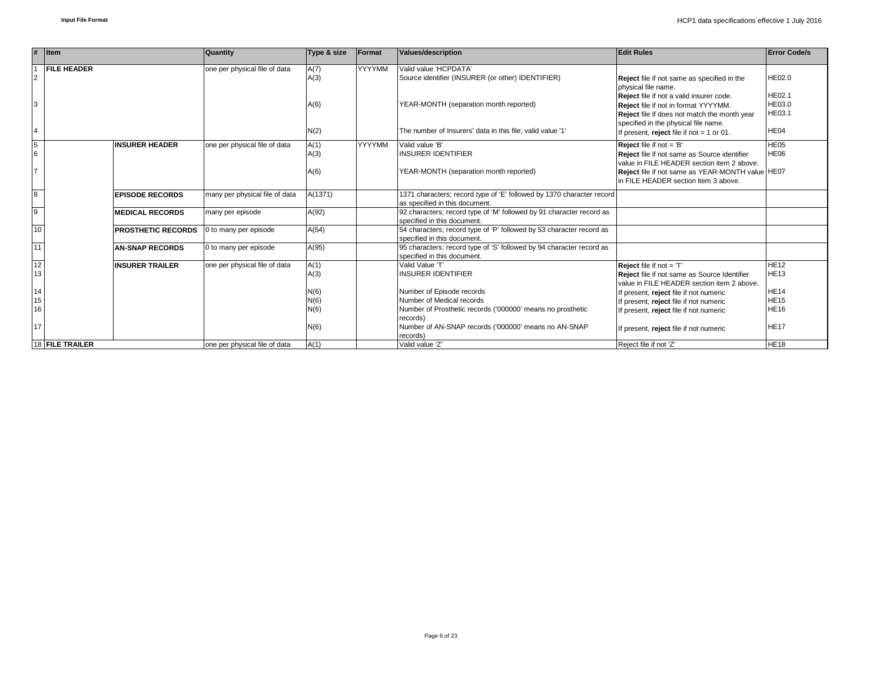| # | Item | | Quantity | Type & size | Format | Values/description | Edit Rules | Error Code/s |
|---|---|---|---|---|---|---|---|---|
| 1 | **FILE HEADER** | | one per physical file of data | A(7) | YYYYMM | Valid value 'HCPDATA' | | |
| 2 | | | | A(3) | | Source identifier (INSURER (or other) IDENTIFIER) | **Reject** file if not same as specified in the physical file name.<br>**Reject** file if not a valid insurer code. | HE02.0<br>HE02.1 |
| 3 | | | | A(6) | | YEAR-MONTH (separation month reported) | **Reject** file if not in format YYYYMM.<br>**Reject** file if does not match the month year specified in the physical file name. | HE03.0<br>HE03.1 |
| 4 | | | | N(2) | | The number of Insurers' data in this file; valid value '1' | If present, **reject** file if not = 1 or 01. | HE04 |
| 5 | | **INSURER HEADER** | one per physical file of data | A(1) | YYYYMM | Valid value 'B' | **Reject** file if not = 'B' | HE05 |
| 6 | | | | A(3) | | INSURER IDENTIFIER | **Reject** file if not same as Source identifier value in FILE HEADER section item 2 above. | HE06 |
| 7 | | | | A(6) | | YEAR-MONTH (separation month reported) | **Reject** file if not same as YEAR-MONTH value in FILE HEADER section item 3 above. | HE07 |
| 8 | | **EPISODE RECORDS** | many per physical file of data | A(1371) | | 1371 characters; record type of 'E' followed by 1370 character record as specified in this document. | | |
| 9 | | **MEDICAL RECORDS** | many per episode | A(92) | | 92 characters; record type of 'M' followed by 91 character record as specified in this document. | | |
| 10 | | **PROSTHETIC RECORDS** | 0 to many per episode | A(54) | | 54 characters; record type of 'P' followed by 53 character record as specified in this document. | | |
| 11 | | **AN-SNAP RECORDS** | 0 to many per episode | A(95) | | 95 characters; record type of 'S' followed by 94 character record as specified in this document. | | |
| 12 | | **INSURER TRAILER** | one per physical file of data | A(1) | | Valid Value 'T' | **Reject** file if not = 'T' | HE12 |
| 13 | | | | A(3) | | INSURER IDENTIFIER | **Reject** file if not same as Source Identifier value in FILE HEADER section item 2 above. | HE13 |
| 14 | | | | N(6) | | Number of Episode records | If present, **reject** file if not numeric | HE14 |
| 15 | | | | N(6) | | Number of Medical records | If present, **reject** file if not numeric | HE15 |
| 16 | | | | N(6) | | Number of Prosthetic records ('000000' means no prosthetic records) | If present, **reject** file if not numeric | HE16 |
| 17 | | | | N(6) | | Number of AN-SNAP records ('000000' means no AN-SNAP records) | If present, **reject** file if not numeric | HE17 |
| 18 | **FILE TRAILER** | | one per physical file of data | A(1) | | Valid value 'Z' | Reject file if not 'Z' | HE18 |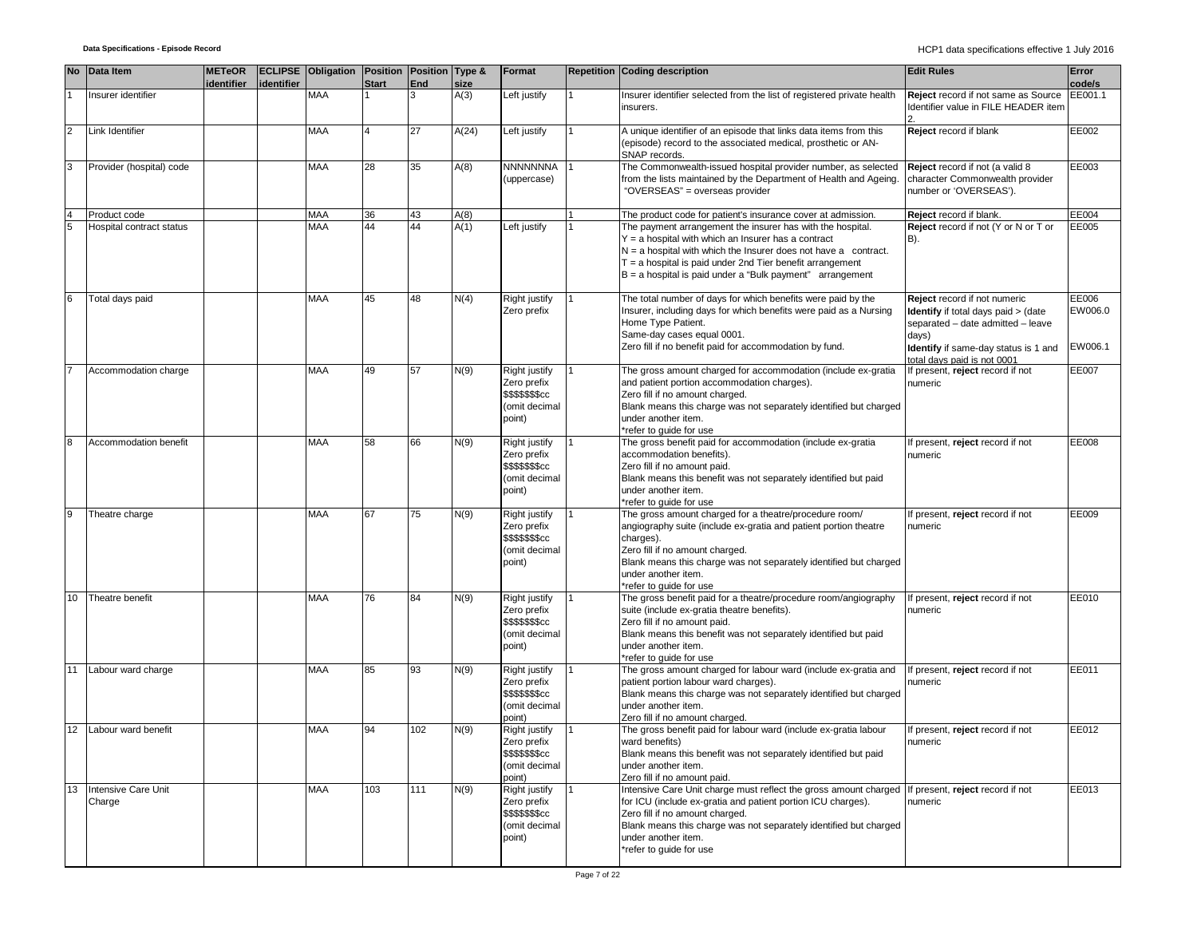| No | Data Item | METeOR identifier | ECLIPSE identifier | Obligation | Position Start | Position End | Type & size | Format | Repetition | Coding description | Edit Rules | Error code/s |
|---|---|---|---|---|---|---|---|---|---|---|---|---|
| 1 | Insurer identifier | | | MAA | 1 | 3 | A(3) | Left justify | 1 | Insurer identifier selected from the list of registered private health insurers. | **Reject** record if not same as Source Identifier value in FILE HEADER item 2. | EE001.1 |
| 2 | Link Identifier | | | MAA | 4 | 27 | A(24) | Left justify | 1 | A unique identifier of an episode that links data items from this (episode) record to the associated medical, prosthetic or AN-SNAP records. | **Reject** record if blank | EE002 |
| 3 | Provider (hospital) code | | | MAA | 28 | 35 | A(8) | NNNNNNNA (uppercase) | 1 | The Commonwealth-issued hospital provider number, as selected from the lists maintained by the Department of Health and Ageing. "OVERSEAS" = overseas provider | **Reject** record if not (a valid 8 character Commonwealth provider number or 'OVERSEAS'). | EE003 |
| 4 | Product code | | | MAA | 36 | 43 | A(8) | | 1 | The product code for patient's insurance cover at admission. | **Reject** record if blank. | EE004 |
| 5 | Hospital contract status | | | MAA | 44 | 44 | A(1) | Left justify | 1 | The payment arrangement the insurer has with the hospital.<br>Y = a hospital with which an Insurer has a contract<br>N = a hospital with which the Insurer does not have a contract.<br>T = a hospital is paid under 2nd Tier benefit arrangement<br>B = a hospital is paid under a "Bulk payment" arrangement | **Reject** record if not (Y or N or T or B). | EE005 |
| 6 | Total days paid | | | MAA | 45 | 48 | N(4) | Right justify Zero prefix | 1 | The total number of days for which benefits were paid by the Insurer, including days for which benefits were paid as a Nursing Home Type Patient.<br>Same-day cases equal 0001.<br>Zero fill if no benefit paid for accommodation by fund. | **Reject** record if not numeric<br>**Identify** if total days paid > (date separated – date admitted – leave days)<br>**Identify** if same-day status is 1 and total days paid is not 0001 | EE006<br>EW006.0<br>EW006.1 |
| 7 | Accommodation charge | | | MAA | 49 | 57 | N(9) | Right justify Zero prefix $$$$$$$cc (omit decimal point) | 1 | The gross amount charged for accommodation (include ex-gratia and patient portion accommodation charges).<br>Zero fill if no amount charged.<br>Blank means this charge was not separately identified but charged under another item.<br>*refer to guide for use | If present, **reject** record if not numeric | EE007 |
| 8 | Accommodation benefit | | | MAA | 58 | 66 | N(9) | Right justify Zero prefix $$$$$$$cc (omit decimal point) | 1 | The gross benefit paid for accommodation (include ex-gratia accommodation benefits).<br>Zero fill if no amount paid.<br>Blank means this benefit was not separately identified but paid under another item.<br>*refer to guide for use | If present, **reject** record if not numeric | EE008 |
| 9 | Theatre charge | | | MAA | 67 | 75 | N(9) | Right justify Zero prefix $$$$$$$cc (omit decimal point) | 1 | The gross amount charged for a theatre/procedure room/ angiography suite (include ex-gratia and patient portion theatre charges).<br>Zero fill if no amount charged.<br>Blank means this charge was not separately identified but charged under another item.<br>*refer to guide for use | If present, **reject** record if not numeric | EE009 |
| 10 | Theatre benefit | | | MAA | 76 | 84 | N(9) | Right justify Zero prefix $$$$$$$cc (omit decimal point) | 1 | The gross benefit paid for a theatre/procedure room/angiography suite (include ex-gratia theatre benefits).<br>Zero fill if no amount paid.<br>Blank means this benefit was not separately identified but paid under another item.<br>*refer to guide for use | If present, **reject** record if not numeric | EE010 |
| 11 | Labour ward charge | | | MAA | 85 | 93 | N(9) | Right justify Zero prefix $$$$$$$cc (omit decimal point) | 1 | The gross amount charged for labour ward (include ex-gratia and patient portion labour ward charges).<br>Blank means this charge was not separately identified but charged under another item.<br>Zero fill if no amount charged. | If present, **reject** record if not numeric | EE011 |
| 12 | Labour ward benefit | | | MAA | 94 | 102 | N(9) | Right justify Zero prefix $$$$$$$cc (omit decimal point) | 1 | The gross benefit paid for labour ward (include ex-gratia labour ward benefits)<br>Blank means this benefit was not separately identified but paid under another item.<br>Zero fill if no amount paid. | If present, **reject** record if not numeric | EE012 |
| 13 | Intensive Care Unit Charge | | | MAA | 103 | 111 | N(9) | Right justify Zero prefix $$$$$$$cc (omit decimal point) | 1 | Intensive Care Unit charge must reflect the gross amount charged for ICU (include ex-gratia and patient portion ICU charges).<br>Zero fill if no amount charged.<br>Blank means this charge was not separately identified but charged under another item.<br>*refer to guide for use | If present, **reject** record if not numeric | EE013 |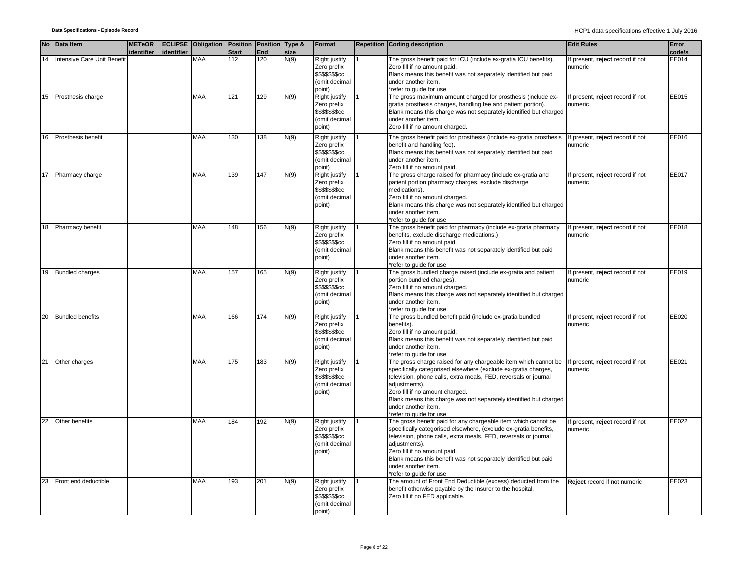| No | Data Item | METeOR identifier | ECLIPSE identifier | Obligation | Position Start | Position End | Type & size | Format | Repetition | Coding description | Edit Rules | Error code/s |
|---|---|---|---|---|---|---|---|---|---|---|---|---|
| 14 | Intensive Care Unit Benefit | | | MAA | 112 | 120 | N(9) | Right justify Zero prefix $$$$$$$cc (omit decimal point) | 1 | The gross benefit paid for ICU (include ex-gratia ICU benefits).<br>Zero fill if no amount paid.<br>Blank means this benefit was not separately identified but paid under another item.<br>*refer to guide for use | If present, **reject** record if not numeric | EE014 |
| 15 | Prosthesis charge | | | MAA | 121 | 129 | N(9) | Right justify Zero prefix $$$$$$$cc (omit decimal point) | 1 | The gross maximum amount charged for prosthesis (include ex-gratia prosthesis charges, handling fee and patient portion).<br>Blank means this charge was not separately identified but charged under another item.<br>Zero fill if no amount charged. | If present, **reject** record if not numeric | EE015 |
| 16 | Prosthesis benefit | | | MAA | 130 | 138 | N(9) | Right justify Zero prefix $$$$$$$cc (omit decimal point) | 1 | The gross benefit paid for prosthesis (include ex-gratia prosthesis benefit and handling fee).<br>Blank means this benefit was not separately identified but paid under another item.<br>Zero fill if no amount paid. | If present, **reject** record if not numeric | EE016 |
| 17 | Pharmacy charge | | | MAA | 139 | 147 | N(9) | Right justify Zero prefix $$$$$$$cc (omit decimal point) | 1 | The gross charge raised for pharmacy (include ex-gratia and patient portion pharmacy charges, exclude discharge medications).<br>Zero fill if no amount charged.<br>Blank means this charge was not separately identified but charged under another item.<br>*refer to guide for use | If present, **reject** record if not numeric | EE017 |
| 18 | Pharmacy benefit | | | MAA | 148 | 156 | N(9) | Right justify Zero prefix $$$$$$$cc (omit decimal point) | 1 | The gross benefit paid for pharmacy (include ex-gratia pharmacy benefits, exclude discharge medications.)<br>Zero fill if no amount paid.<br>Blank means this benefit was not separately identified but paid under another item.<br>*refer to guide for use | If present, **reject** record if not numeric | EE018 |
| 19 | Bundled charges | | | MAA | 157 | 165 | N(9) | Right justify Zero prefix $$$$$$$cc (omit decimal point) | 1 | The gross bundled charge raised (include ex-gratia and patient portion bundled charges).<br>Zero fill if no amount charged.<br>Blank means this charge was not separately identified but charged under another item.<br>*refer to guide for use | If present, **reject** record if not numeric | EE019 |
| 20 | Bundled benefits | | | MAA | 166 | 174 | N(9) | Right justify Zero prefix $$$$$$$cc (omit decimal point) | 1 | The gross bundled benefit paid (include ex-gratia bundled benefits).<br>Zero fill if no amount paid.<br>Blank means this benefit was not separately identified but paid under another item.<br>*refer to guide for use | If present, **reject** record if not numeric | EE020 |
| 21 | Other charges | | | MAA | 175 | 183 | N(9) | Right justify Zero prefix $$$$$$$cc (omit decimal point) | 1 | The gross charge raised for any chargeable item which cannot be specifically categorised elsewhere (exclude ex-gratia charges, television, phone calls, extra meals, FED, reversals or journal adjustments).<br>Zero fill if no amount charged.<br>Blank means this charge was not separately identified but charged under another item.<br>*refer to guide for use | If present, **reject** record if not numeric | EE021 |
| 22 | Other benefits | | | MAA | 184 | 192 | N(9) | Right justify Zero prefix $$$$$$$cc (omit decimal point) | 1 | The gross benefit paid for any chargeable item which cannot be specifically categorised elsewhere, (exclude ex-gratia benefits, television, phone calls, extra meals, FED, reversals or journal adjustments).<br>Zero fill if no amount paid.<br>Blank means this benefit was not separately identified but paid under another item.<br>*refer to guide for use | If present, **reject** record if not numeric | EE022 |
| 23 | Front end deductible | | | MAA | 193 | 201 | N(9) | Right justify Zero prefix $$$$$$$cc (omit decimal point) | 1 | The amount of Front End Deductible (excess) deducted from the benefit otherwise payable by the Insurer to the hospital.<br>Zero fill if no FED applicable. | **Reject** record if not numeric | EE023 |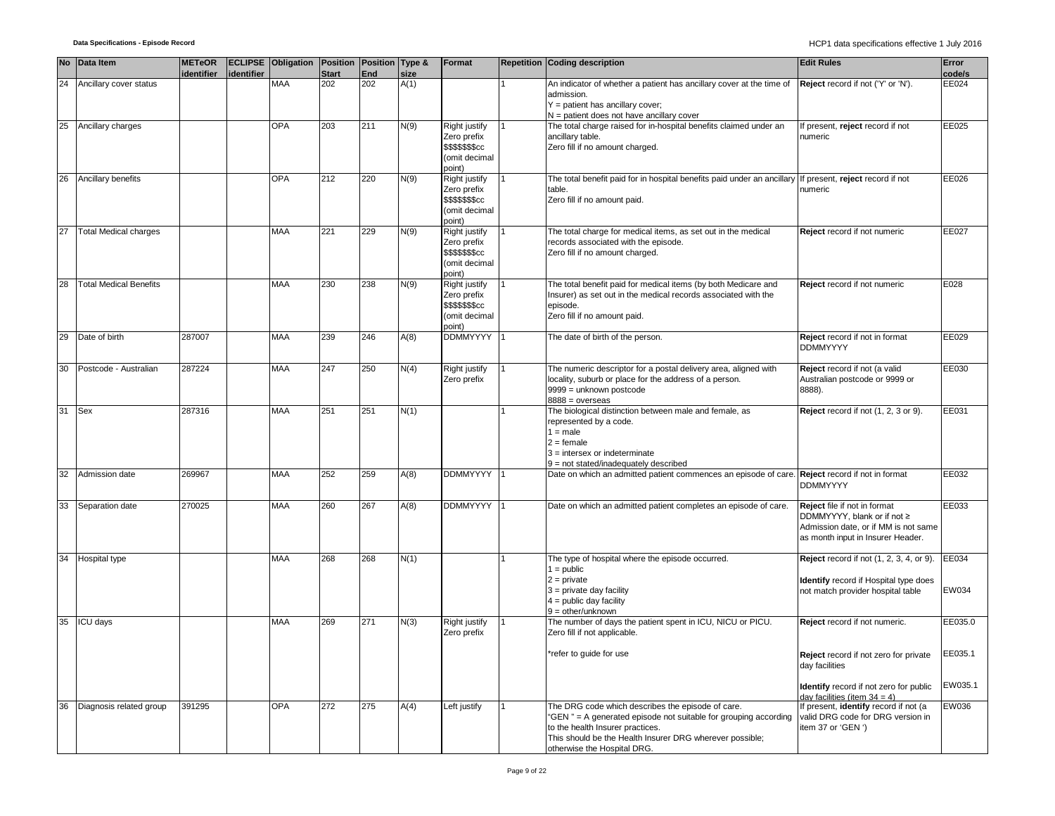| No | Data Item | METeOR identifier | ECLIPSE identifier | Obligation | Position Start | Position End | Type & size | Format | Repetition | Coding description | Edit Rules | Error code/s |
|---|---|---|---|---|---|---|---|---|---|---|---|---|
| 24 | Ancillary cover status | | | MAA | 202 | 202 | A(1) | | 1 | An indicator of whether a patient has ancillary cover at the time of admission.<br>Y = patient has ancillary cover;<br>N = patient does not have ancillary cover | **Reject** record if not ('Y' or 'N'). | EE024 |
| 25 | Ancillary charges | | | OPA | 203 | 211 | N(9) | Right justify Zero prefix $$$$$$$cc (omit decimal point) | 1 | The total charge raised for in-hospital benefits claimed under an ancillary table.<br>Zero fill if no amount charged. | If present, **reject** record if not numeric | EE025 |
| 26 | Ancillary benefits | | | OPA | 212 | 220 | N(9) | Right justify Zero prefix $$$$$$$cc (omit decimal point) | 1 | The total benefit paid for in hospital benefits paid under an ancillary table.<br>Zero fill if no amount paid. | If present, **reject** record if not numeric | EE026 |
| 27 | Total Medical charges | | | MAA | 221 | 229 | N(9) | Right justify Zero prefix $$$$$$$cc (omit decimal point) | 1 | The total charge for medical items, as set out in the medical records associated with the episode.<br>Zero fill if no amount charged. | **Reject** record if not numeric | EE027 |
| 28 | Total Medical Benefits | | | MAA | 230 | 238 | N(9) | Right justify Zero prefix $$$$$$$cc (omit decimal point) | 1 | The total benefit paid for medical items (by both Medicare and Insurer) as set out in the medical records associated with the episode.<br>Zero fill if no amount paid. | **Reject** record if not numeric | E028 |
| 29 | Date of birth | 287007 | | MAA | 239 | 246 | A(8) | DDMMYYYY | 1 | The date of birth of the person. | **Reject** record if not in format DDMMYYYY | EE029 |
| 30 | Postcode - Australian | 287224 | | MAA | 247 | 250 | N(4) | Right justify Zero prefix | 1 | The numeric descriptor for a postal delivery area, aligned with locality, suburb or place for the address of a person.<br>9999 = unknown postcode<br>8888 = overseas | **Reject** record if not (a valid Australian postcode or 9999 or 8888). | EE030 |
| 31 | Sex | 287316 | | MAA | 251 | 251 | N(1) | | 1 | The biological distinction between male and female, as represented by a code.<br>1 = male<br>2 = female<br>3 = intersex or indeterminate<br>9 = not stated/inadequately described | **Reject** record if not (1, 2, 3 or 9). | EE031 |
| 32 | Admission date | 269967 | | MAA | 252 | 259 | A(8) | DDMMYYYY | 1 | Date on which an admitted patient commences an episode of care. | **Reject** record if not in format DDMMYYYY | EE032 |
| 33 | Separation date | 270025 | | MAA | 260 | 267 | A(8) | DDMMYYYY | 1 | Date on which an admitted patient completes an episode of care. | **Reject** file if not in format DDMMYYYY, blank or if not ≥ Admission date, or if MM is not same as month input in Insurer Header. | EE033 |
| 34 | Hospital type | | | MAA | 268 | 268 | N(1) | | 1 | The type of hospital where the episode occurred.<br>1 = public<br>2 = private<br>3 = private day facility<br>4 = public day facility<br>9 = other/unknown | **Reject** record if not (1, 2, 3, 4, or 9).<br><br>**Identify** record if Hospital type does not match provider hospital table | EE034<br><br>EW034 |
| 35 | ICU days | | | MAA | 269 | 271 | N(3) | Right justify Zero prefix | 1 | The number of days the patient spent in ICU, NICU or PICU.<br>Zero fill if not applicable.<br><br>*refer to guide for use | **Reject** record if not numeric.<br><br>**Reject** record if not zero for private day facilities<br><br>**Identify** record if not zero for public day facilities (item 34 = 4) | EE035.0<br><br>EE035.1<br><br>EW035.1 |
| 36 | Diagnosis related group | 391295 | | OPA | 272 | 275 | A(4) | Left justify | 1 | The DRG code which describes the episode of care.<br>"GEN " = A generated episode not suitable for grouping according to the health Insurer practices.<br>This should be the Health Insurer DRG wherever possible; otherwise the Hospital DRG. | If present, **identify** record if not (a valid DRG code for DRG version in item 37 or 'GEN ') | EW036 |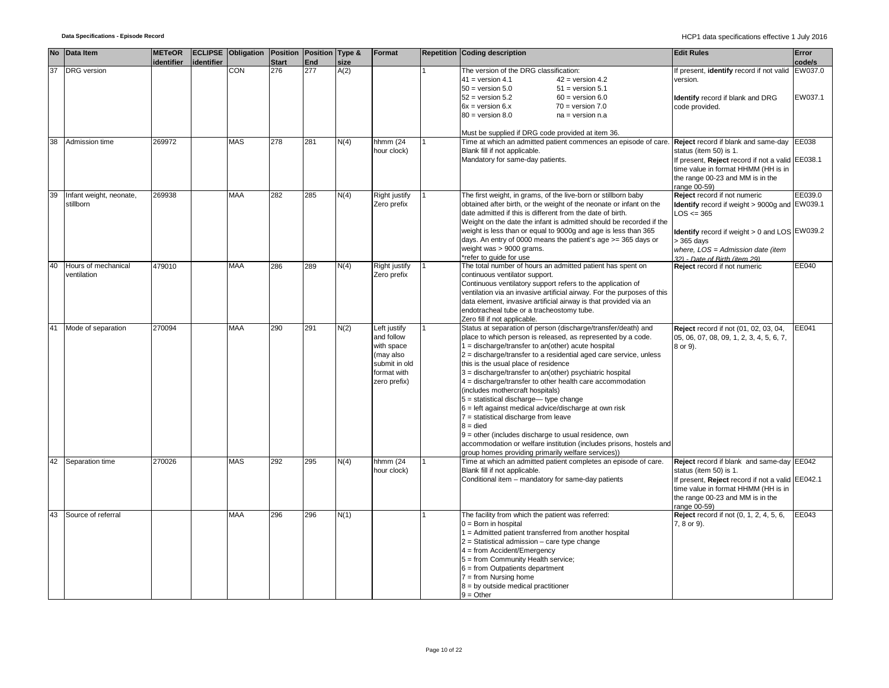| No | Data Item | METeOR identifier | ECLIPSE identifier | Obligation | Position Start | Position End | Type & size | Format | Repetition | Coding description | Edit Rules | Error code/s |
|---|---|---|---|---|---|---|---|---|---|---|---|---|
| 37 | DRG version | | | CON | 276 | 277 | A(2) | | 1 | The version of the DRG classification:<br>41 = version 4.1 42 = version 4.2<br>50 = version 5.0 51 = version 5.1<br>52 = version 5.2 60 = version 6.0<br>6x = version 6.x 70 = version 7.0<br>80 = version 8.0 na = version n.a<br><br>Must be supplied if DRG code provided at item 36. | If present, **identify** record if not valid version.<br><br>**Identify** record if blank and DRG code provided. | EW037.0<br><br>EW037.1 |
| 38 | Admission time | 269972 | | MAS | 278 | 281 | N(4) | hhmm (24 hour clock) | 1 | Time at which an admitted patient commences an episode of care.<br>Blank fill if not applicable.<br>Mandatory for same-day patients. | **Reject** record if blank and same-day status (item 50) is 1.<br>If present, **Reject** record if not a valid time value in format HHMM (HH is in the range 00-23 and MM is in the range 00-59) | EE038<br><br>EE038.1 |
| 39 | Infant weight, neonate, stillborn | 269938 | | MAA | 282 | 285 | N(4) | Right justify Zero prefix | 1 | The first weight, in grams, of the live-born or stillborn baby obtained after birth, or the weight of the neonate or infant on the date admitted if this is different from the date of birth.<br>Weight on the date the infant is admitted should be recorded if the weight is less than or equal to 9000g and age is less than 365 days. An entry of 0000 means the patient's age >= 365 days or weight was > 9000 grams.<br>*refer to guide for use | **Reject** record if not numeric<br>**Identify** record if weight > 9000g and LOS <= 365<br><br>**Identify** record if weight > 0 and LOS > 365 days<br>*where, LOS = Admission date (item 32) - Date of Birth (item 29)* | EE039.0<br>EW039.1<br><br>EW039.2 |
| 40 | Hours of mechanical ventilation | 479010 | | MAA | 286 | 289 | N(4) | Right justify Zero prefix | 1 | The total number of hours an admitted patient has spent on continuous ventilator support.<br>Continuous ventilatory support refers to the application of ventilation via an invasive artificial airway. For the purposes of this data element, invasive artificial airway is that provided via an endotracheal tube or a tracheostomy tube.<br>Zero fill if not applicable. | **Reject** record if not numeric | EE040 |
| 41 | Mode of separation | 270094 | | MAA | 290 | 291 | N(2) | Left justify and follow with space (may also submit in old format with zero prefix) | 1 | Status at separation of person (discharge/transfer/death) and place to which person is released, as represented by a code.<br>1 = discharge/transfer to an(other) acute hospital<br>2 = discharge/transfer to a residential aged care service, unless this is the usual place of residence<br>3 = discharge/transfer to an(other) psychiatric hospital<br>4 = discharge/transfer to other health care accommodation (includes mothercraft hospitals)<br>5 = statistical discharge— type change<br>6 = left against medical advice/discharge at own risk<br>7 = statistical discharge from leave<br>8 = died<br>9 = other (includes discharge to usual residence, own accommodation or welfare institution (includes prisons, hostels and group homes providing primarily welfare services)) | **Reject** record if not (01, 02, 03, 04, 05, 06, 07, 08, 09, 1, 2, 3, 4, 5, 6, 7, 8 or 9). | EE041 |
| 42 | Separation time | 270026 | | MAS | 292 | 295 | N(4) | hhmm (24 hour clock) | 1 | Time at which an admitted patient completes an episode of care.<br>Blank fill if not applicable.<br>Conditional item – mandatory for same-day patients | **Reject** record if blank and same-day status (item 50) is 1.<br>If present, **Reject** record if not a valid time value in format HHMM (HH is in the range 00-23 and MM is in the range 00-59) | EE042<br><br>EE042.1 |
| 43 | Source of referral | | | MAA | 296 | 296 | N(1) | | 1 | The facility from which the patient was referred:<br>0 = Born in hospital<br>1 = Admitted patient transferred from another hospital<br>2 = Statistical admission – care type change<br>4 = from Accident/Emergency<br>5 = from Community Health service;<br>6 = from Outpatients department<br>7 = from Nursing home<br>8 = by outside medical practitioner<br>9 = Other | **Reject** record if not (0, 1, 2, 4, 5, 6, 7, 8 or 9). | EE043 |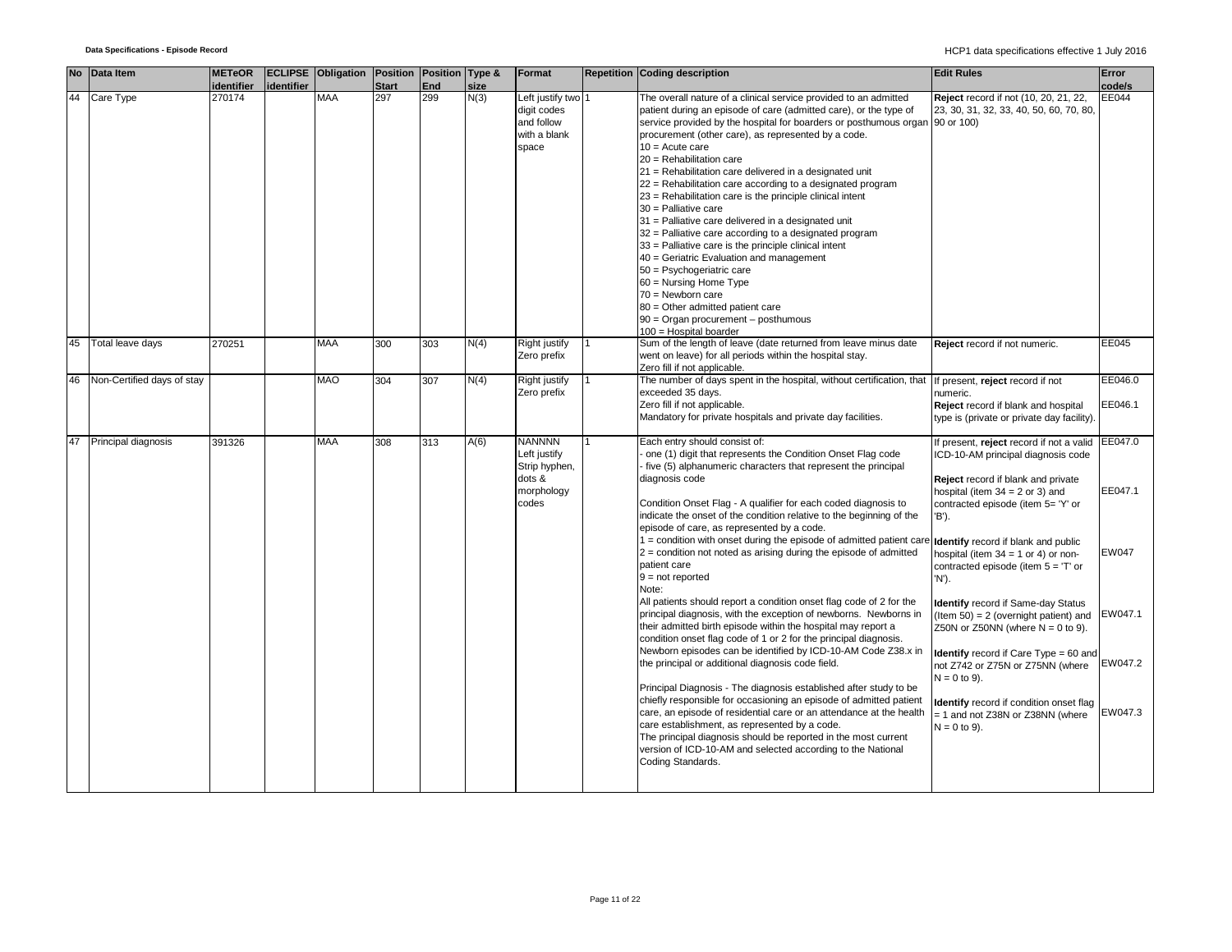| No | Data Item | METeOR identifier | ECLIPSE identifier | Obligation | Position Start | Position End | Type & size | Format | Repetition | Coding description | Edit Rules | Error code/s |
|---|---|---|---|---|---|---|---|---|---|---|---|---|
| 44 | Care Type | 270174 | | MAA | 297 | 299 | N(3) | Left justify two digit codes and follow with a blank space | 1 | The overall nature of a clinical service provided to an admitted patient during an episode of care (admitted care), or the type of service provided by the hospital for boarders or posthumous organ procurement (other care), as represented by a code.<br>10 = Acute care<br>20 = Rehabilitation care<br>21 = Rehabilitation care delivered in a designated unit<br>22 = Rehabilitation care according to a designated program<br>23 = Rehabilitation care is the principle clinical intent<br>30 = Palliative care<br>31 = Palliative care delivered in a designated unit<br>32 = Palliative care according to a designated program<br>33 = Palliative care is the principle clinical intent<br>40 = Geriatric Evaluation and management<br>50 = Psychogeriatric care<br>60 = Nursing Home Type<br>70 = Newborn care<br>80 = Other admitted patient care<br>90 = Organ procurement – posthumous<br>100 = Hospital boarder | **Reject** record if not (10, 20, 21, 22, 23, 30, 31, 32, 33, 40, 50, 60, 70, 80, 90 or 100) | EE044 |
| 45 | Total leave days | 270251 | | MAA | 300 | 303 | N(4) | Right justify Zero prefix | 1 | Sum of the length of leave (date returned from leave minus date went on leave) for all periods within the hospital stay.<br>Zero fill if not applicable. | **Reject** record if not numeric. | EE045 |
| 46 | Non-Certified days of stay | | | MAO | 304 | 307 | N(4) | Right justify Zero prefix | 1 | The number of days spent in the hospital, without certification, that exceeded 35 days.<br>Zero fill if not applicable.<br>Mandatory for private hospitals and private day facilities. | If present, **reject** record if not numeric.<br>**Reject** record if blank and hospital type is (private or private day facility). | EE046.0<br>EE046.1 |
| 47 | Principal diagnosis | 391326 | | MAA | 308 | 313 | A(6) | NANNNN Left justify Strip hyphen, dots & morphology codes | 1 | Each entry should consist of:<br>- one (1) digit that represents the Condition Onset Flag code<br>- five (5) alphanumeric characters that represent the principal diagnosis code<br><br>Condition Onset Flag - A qualifier for each coded diagnosis to indicate the onset of the condition relative to the beginning of the episode of care, as represented by a code.<br>1 = condition with onset during the episode of admitted patient care<br>2 = condition not noted as arising during the episode of admitted patient care<br>9 = not reported<br>Note:<br>All patients should report a condition onset flag code of 2 for the principal diagnosis, with the exception of newborns. Newborns in their admitted birth episode within the hospital may report a condition onset flag code of 1 or 2 for the principal diagnosis. Newborn episodes can be identified by ICD-10-AM Code Z38.x in the principal or additional diagnosis code field.<br><br>Principal Diagnosis - The diagnosis established after study to be chiefly responsible for occasioning an episode of admitted patient care, an episode of residential care or an attendance at the health care establishment, as represented by a code.<br>The principal diagnosis should be reported in the most current version of ICD-10-AM and selected according to the National Coding Standards. | If present, **reject** record if not a valid ICD-10-AM principal diagnosis code<br><br>**Reject** record if blank and private hospital (item 34 = 2 or 3) and contracted episode (item 5= 'Y' or 'B').<br><br>**Identify** record if blank and public hospital (item 34 = 1 or 4) or non-contracted episode (item 5 = 'T' or 'N').<br><br>**Identify** record if Same-day Status (Item 50) = 2 (overnight patient) and Z50N or Z50NN (where N = 0 to 9).<br><br>**Identify** record if Care Type = 60 and not Z742 or Z75N or Z75NN (where N = 0 to 9).<br><br>**Identify** record if condition onset flag = 1 and not Z38N or Z38NN (where N = 0 to 9). | EE047.0<br><br>EE047.1<br><br>EW047<br><br>EW047.1<br><br>EW047.2<br><br>EW047.3 |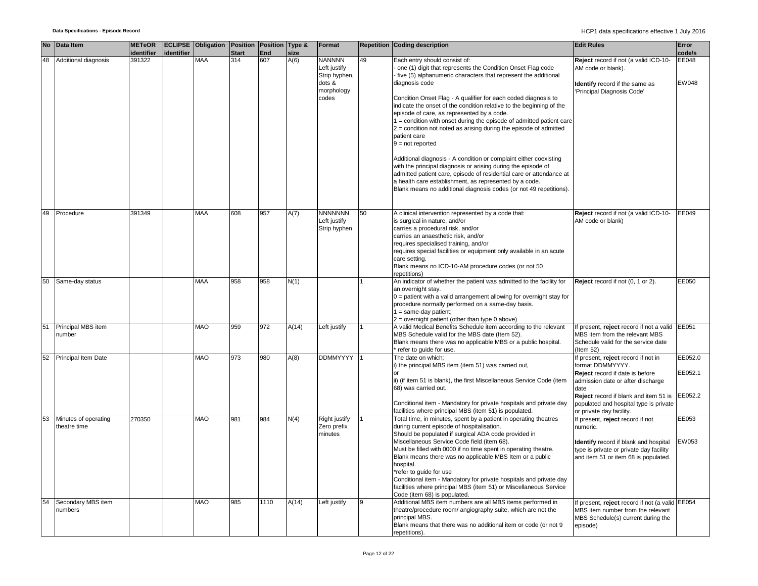| No | Data Item | METeOR identifier | ECLIPSE identifier | Obligation | Position Start | Position End | Type & size | Format | Repetition | Coding description | Edit Rules | Error code/s |
|---|---|---|---|---|---|---|---|---|---|---|---|---|
| 48 | Additional diagnosis | 391322 | | MAA | 314 | 607 | A(6) | NANNNN Left justify Strip hyphen, dots & morphology codes | 49 | Each entry should consist of:<br>- one (1) digit that represents the Condition Onset Flag code<br>- five (5) alphanumeric characters that represent the additional diagnosis code<br><br>Condition Onset Flag - A qualifier for each coded diagnosis to indicate the onset of the condition relative to the beginning of the episode of care, as represented by a code.<br>1 = condition with onset during the episode of admitted patient care<br>2 = condition not noted as arising during the episode of admitted patient care<br>9 = not reported<br><br>Additional diagnosis - A condition or complaint either coexisting with the principal diagnosis or arising during the episode of admitted patient care, episode of residential care or attendance at a health care establishment, as represented by a code.<br>Blank means no additional diagnosis codes (or not 49 repetitions). | **Reject** record if not (a valid ICD-10-AM code or blank).<br><br>**Identify** record if the same as 'Principal Diagnosis Code' | EE048<br><br>EW048 |
| 49 | Procedure | 391349 | | MAA | 608 | 957 | A(7) | NNNNNNN Left justify Strip hyphen | 50 | A clinical intervention represented by a code that:<br>is surgical in nature, and/or<br>carries a procedural risk, and/or<br>carries an anaesthetic risk, and/or<br>requires specialised training, and/or<br>requires special facilities or equipment only available in an acute care setting.<br>Blank means no ICD-10-AM procedure codes (or not 50 repetitions) | **Reject** record if not (a valid ICD-10-AM code or blank) | EE049 |
| 50 | Same-day status | | | MAA | 958 | 958 | N(1) | | 1 | An indicator of whether the patient was admitted to the facility for an overnight stay.<br>0 = patient with a valid arrangement allowing for overnight stay for procedure normally performed on a same-day basis.<br>1 = same-day patient;<br>2 = overnight patient (other than type 0 above) | **Reject** record if not (0, 1 or 2). | EE050 |
| 51 | Principal MBS item number | | | MAO | 959 | 972 | A(14) | Left justify | 1 | A valid Medical Benefits Schedule item according to the relevant MBS Schedule valid for the MBS date (Item 52).<br>Blank means there was no applicable MBS or a public hospital.<br>* refer to guide for use. | If present, **reject** record if not a valid MBS item from the relevant MBS Schedule valid for the service date (Item 52) | EE051 |
| 52 | Principal Item Date | | | MAO | 973 | 980 | A(8) | DDMMYYYY | 1 | The date on which;<br>i) the principal MBS item (item 51) was carried out,<br>or<br>ii) (if item 51 is blank), the first Miscellaneous Service Code (item 68) was carried out.<br><br>Conditional item - Mandatory for private hospitals and private day facilities where principal MBS (item 51) is populated. | If present, **reject** record if not in format DDMMYYYY.<br>**Reject** record if date is before admission date or after discharge date<br>**Reject** record if blank and item 51 is populated and hospital type is private or private day facility. | EE052.0<br><br>EE052.1<br><br>EE052.2 |
| 53 | Minutes of operating theatre time | 270350 | | MAO | 981 | 984 | N(4) | Right justify Zero prefix minutes | 1 | Total time, in minutes, spent by a patient in operating theatres during current episode of hospitalisation.<br>Should be populated if surgical ADA code provided in Miscellaneous Service Code field (item 68).<br>Must be filled with 0000 if no time spent in operating theatre.<br>Blank means there was no applicable MBS Item or a public hospital.<br>*refer to guide for use<br>Conditional item - Mandatory for private hospitals and private day facilities where principal MBS (item 51) or Miscellaneous Service Code (item 68) is populated. | If present, **reject** record if not numeric.<br><br>**Identify** record if blank and hospital type is private or private day facility and item 51 or item 68 is populated. | EE053<br><br>EW053 |
| 54 | Secondary MBS item numbers | | | MAO | 985 | 1110 | A(14) | Left justify | 9 | Additional MBS item numbers are all MBS items performed in theatre/procedure room/ angiography suite, which are not the principal MBS.<br>Blank means that there was no additional item or code (or not 9 repetitions). | If present, **reject** record if not (a valid MBS item number from the relevant MBS Schedule(s) current during the episode) | EE054 |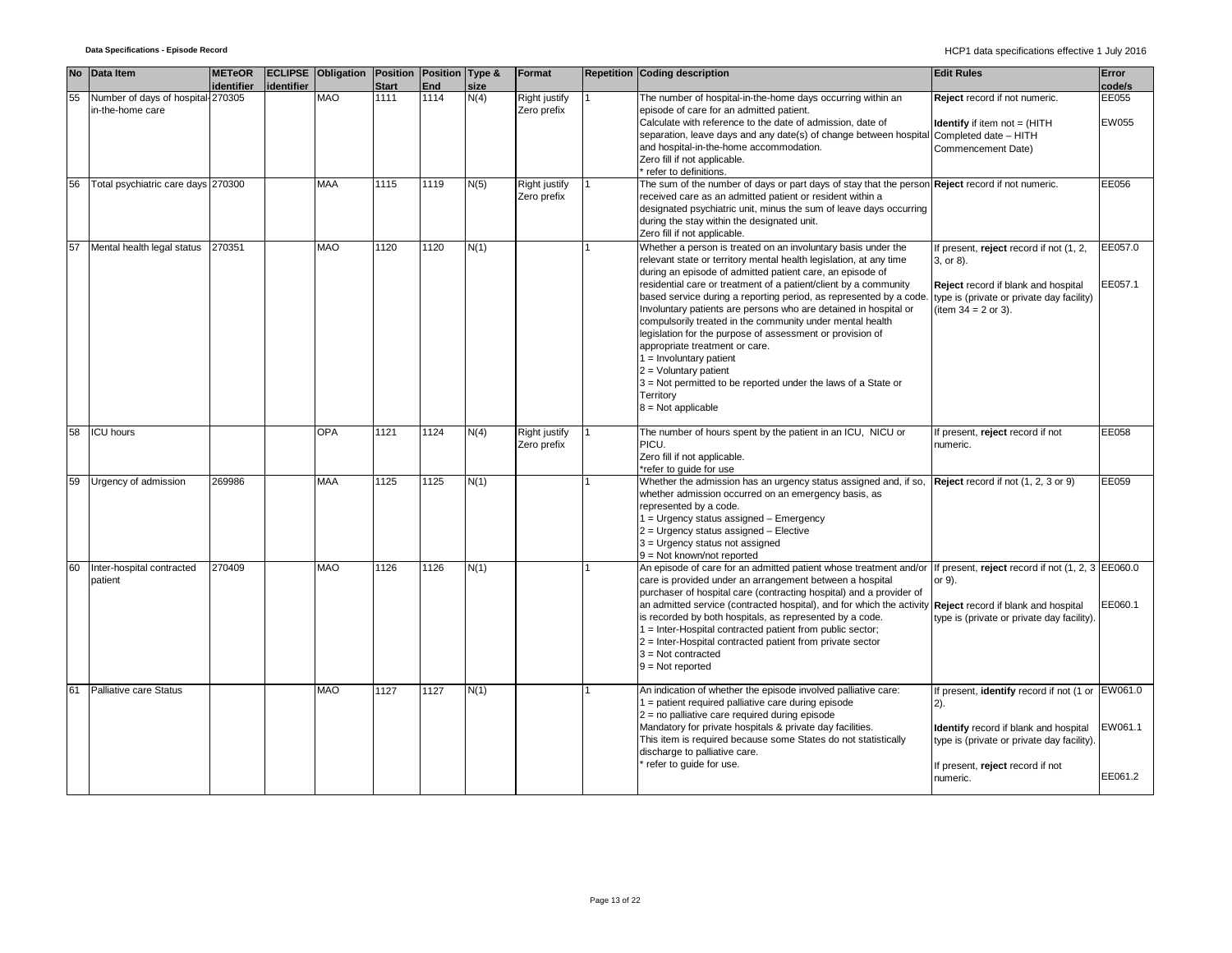| No | Data Item | METeOR identifier | ECLIPSE identifier | Obligation | Position Start | Position End | Type & size | Format | Repetition | Coding description | Edit Rules | Error code/s |
|---|---|---|---|---|---|---|---|---|---|---|---|---|
| 55 | Number of days of hospital-in-the-home care | 270305 | | MAO | 1111 | 1114 | N(4) | Right justify Zero prefix | 1 | The number of hospital-in-the-home days occurring within an episode of care for an admitted patient.<br>Calculate with reference to the date of admission, date of separation, leave days and any date(s) of change between hospital and hospital-in-the-home accommodation.<br>Zero fill if not applicable.<br>* refer to definitions. | **Reject** record if not numeric.<br><br>**Identify** if item not = (HITH Completed date – HITH Commencement Date) | EE055<br><br>EW055 |
| 56 | Total psychiatric care days | 270300 | | MAA | 1115 | 1119 | N(5) | Right justify Zero prefix | 1 | The sum of the number of days or part days of stay that the person received care as an admitted patient or resident within a designated psychiatric unit, minus the sum of leave days occurring during the stay within the designated unit.<br>Zero fill if not applicable. | **Reject** record if not numeric. | EE056 |
| 57 | Mental health legal status | 270351 | | MAO | 1120 | 1120 | N(1) | | 1 | Whether a person is treated on an involuntary basis under the relevant state or territory mental health legislation, at any time during an episode of admitted patient care, an episode of residential care or treatment of a patient/client by a community based service during a reporting period, as represented by a code.<br>Involuntary patients are persons who are detained in hospital or compulsorily treated in the community under mental health legislation for the purpose of assessment or provision of appropriate treatment or care.<br>1 = Involuntary patient<br>2 = Voluntary patient<br>3 = Not permitted to be reported under the laws of a State or Territory<br>8 = Not applicable | If present, **reject** record if not (1, 2, 3, or 8).<br><br>**Reject** record if blank and hospital type is (private or private day facility) (item 34 = 2 or 3). | EE057.0<br><br>EE057.1 |
| 58 | ICU hours | | | OPA | 1121 | 1124 | N(4) | Right justify Zero prefix | 1 | The number of hours spent by the patient in an ICU, NICU or PICU.<br>Zero fill if not applicable.<br>*refer to guide for use | If present, **reject** record if not numeric. | EE058 |
| 59 | Urgency of admission | 269986 | | MAA | 1125 | 1125 | N(1) | | 1 | Whether the admission has an urgency status assigned and, if so, whether admission occurred on an emergency basis, as represented by a code.<br>1 = Urgency status assigned – Emergency<br>2 = Urgency status assigned – Elective<br>3 = Urgency status not assigned<br>9 = Not known/not reported | **Reject** record if not (1, 2, 3 or 9) | EE059 |
| 60 | Inter-hospital contracted patient | 270409 | | MAO | 1126 | 1126 | N(1) | | 1 | An episode of care for an admitted patient whose treatment and/or care is provided under an arrangement between a hospital purchaser of hospital care (contracting hospital) and a provider of an admitted service (contracted hospital), and for which the activity is recorded by both hospitals, as represented by a code.<br>1 = Inter-Hospital contracted patient from public sector;<br>2 = Inter-Hospital contracted patient from private sector<br>3 = Not contracted<br>9 = Not reported | If present, **reject** record if not (1, 2, 3 or 9).<br><br>**Reject** record if blank and hospital type is (private or private day facility). | EE060.0<br><br>EE060.1 |
| 61 | Palliative care Status | | | MAO | 1127 | 1127 | N(1) | | 1 | An indication of whether the episode involved palliative care:<br>1 = patient required palliative care during episode<br>2 = no palliative care required during episode<br>Mandatory for private hospitals & private day facilities.<br>This item is required because some States do not statistically discharge to palliative care.<br>* refer to guide for use. | If present, **identify** record if not (1 or 2).<br><br>**Identify** record if blank and hospital type is (private or private day facility).<br><br>If present, **reject** record if not numeric. | EW061.0<br><br>EW061.1<br><br>EE061.2 |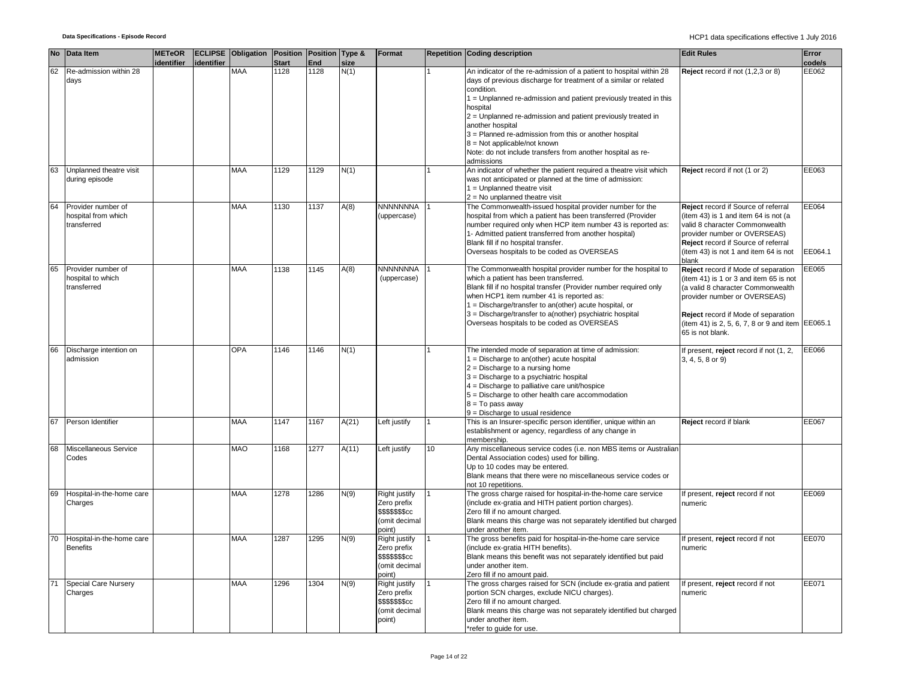| No | Data Item | METeOR identifier | ECLIPSE identifier | Obligation | Position Start | Position End | Type & size | Format | Repetition | Coding description | Edit Rules | Error code/s |
|---|---|---|---|---|---|---|---|---|---|---|---|---|
| 62 | Re-admission within 28 days | | | MAA | 1128 | 1128 | N(1) | | 1 | An indicator of the re-admission of a patient to hospital within 28 days of previous discharge for treatment of a similar or related condition.<br>1 = Unplanned re-admission and patient previously treated in this hospital<br>2 = Unplanned re-admission and patient previously treated in another hospital<br>3 = Planned re-admission from this or another hospital<br>8 = Not applicable/not known<br>Note: do not include transfers from another hospital as re-admissions | **Reject** record if not (1,2,3 or 8) | EE062 |
| 63 | Unplanned theatre visit during episode | | | MAA | 1129 | 1129 | N(1) | | 1 | An indicator of whether the patient required a theatre visit which was not anticipated or planned at the time of admission:<br>1 = Unplanned theatre visit<br>2 = No unplanned theatre visit | **Reject** record if not (1 or 2) | EE063 |
| 64 | Provider number of hospital from which transferred | | | MAA | 1130 | 1137 | A(8) | NNNNNNNA (uppercase) | 1 | The Commonwealth-issued hospital provider number for the hospital from which a patient has been transferred (Provider number required only when HCP item number 43 is reported as: 1- Admitted patient transferred from another hospital)<br>Blank fill if no hospital transfer.<br>Overseas hospitals to be coded as OVERSEAS | **Reject** record if Source of referral (item 43) is 1 and item 64 is not (a valid 8 character Commonwealth provider number or OVERSEAS)<br>**Reject** record if Source of referral (item 43) is not 1 and item 64 is not blank | EE064<br><br><br><br>EE064.1 |
| 65 | Provider number of hospital to which transferred | | | MAA | 1138 | 1145 | A(8) | NNNNNNNA (uppercase) | 1 | The Commonwealth hospital provider number for the hospital to which a patient has been transferred.<br>Blank fill if no hospital transfer (Provider number required only when HCP1 item number 41 is reported as:<br>1 = Discharge/transfer to an(other) acute hospital, or<br>3 = Discharge/transfer to a(nother) psychiatric hospital<br>Overseas hospitals to be coded as OVERSEAS | **Reject** record if Mode of separation (item 41) is 1 or 3 and item 65 is not (a valid 8 character Commonwealth provider number or OVERSEAS)<br><br>**Reject** record if Mode of separation (item 41) is 2, 5, 6, 7, 8 or 9 and item 65 is not blank. | EE065<br><br><br><br>EE065.1 |
| 66 | Discharge intention on admission | | | OPA | 1146 | 1146 | N(1) | | 1 | The intended mode of separation at time of admission:<br>1 = Discharge to an(other) acute hospital<br>2 = Discharge to a nursing home<br>3 = Discharge to a psychiatric hospital<br>4 = Discharge to palliative care unit/hospice<br>5 = Discharge to other health care accommodation<br>8 = To pass away<br>9 = Discharge to usual residence | If present, **reject** record if not (1, 2, 3, 4, 5, 8 or 9) | EE066 |
| 67 | Person Identifier | | | MAA | 1147 | 1167 | A(21) | Left justify | 1 | This is an Insurer-specific person identifier, unique within an establishment or agency, regardless of any change in membership. | **Reject** record if blank | EE067 |
| 68 | Miscellaneous Service Codes | | | MAO | 1168 | 1277 | A(11) | Left justify | 10 | Any miscellaneous service codes (i.e. non MBS items or Australian Dental Association codes) used for billing.<br>Up to 10 codes may be entered.<br>Blank means that there were no miscellaneous service codes or not 10 repetitions. | | |
| 69 | Hospital-in-the-home care Charges | | | MAA | 1278 | 1286 | N(9) | Right justify Zero prefix $$$$$$$cc (omit decimal point) | 1 | The gross charge raised for hospital-in-the-home care service (include ex-gratia and HITH patient portion charges).<br>Zero fill if no amount charged.<br>Blank means this charge was not separately identified but charged under another item. | If present, **reject** record if not numeric | EE069 |
| 70 | Hospital-in-the-home care Benefits | | | MAA | 1287 | 1295 | N(9) | Right justify Zero prefix $$$$$$$cc (omit decimal point) | 1 | The gross benefits paid for hospital-in-the-home care service (include ex-gratia HITH benefits).<br>Blank means this benefit was not separately identified but paid under another item.<br>Zero fill if no amount paid. | If present, **reject** record if not numeric | EE070 |
| 71 | Special Care Nursery Charges | | | MAA | 1296 | 1304 | N(9) | Right justify Zero prefix $$$$$$$cc (omit decimal point) | 1 | The gross charges raised for SCN (include ex-gratia and patient portion SCN charges, exclude NICU charges).<br>Zero fill if no amount charged.<br>Blank means this charge was not separately identified but charged under another item.<br>*refer to guide for use. | If present, **reject** record if not numeric | EE071 |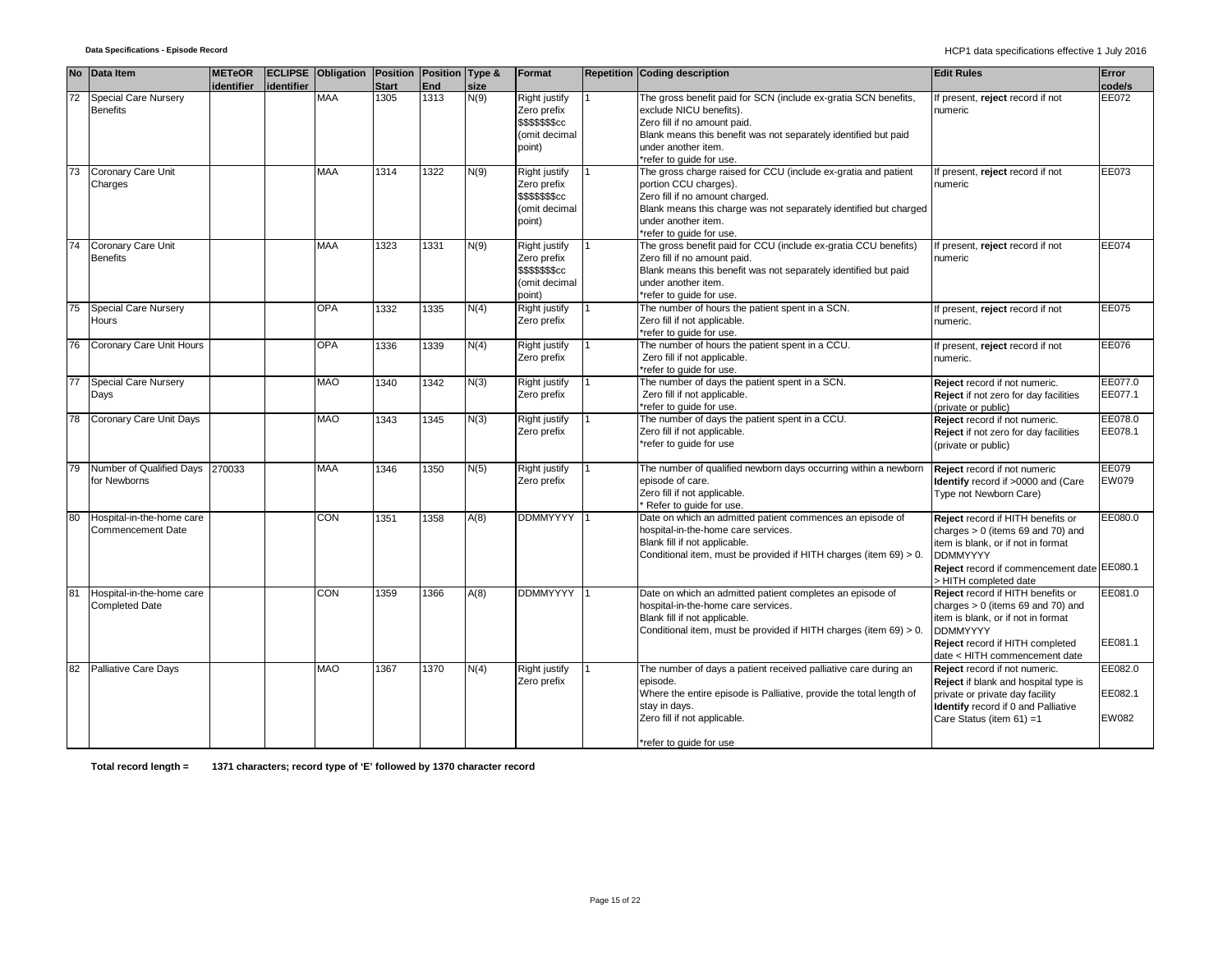| No | Data Item | METeOR identifier | ECLIPSE identifier | Obligation | Position Start | Position End | Type & size | Format | Repetition | Coding description | Edit Rules | Error code/s |
|---|---|---|---|---|---|---|---|---|---|---|---|---|
| 72 | Special Care Nursery Benefits | | | MAA | 1305 | 1313 | N(9) | Right justify Zero prefix $$$$$$$cc (omit decimal point) | 1 | The gross benefit paid for SCN (include ex-gratia SCN benefits, exclude NICU benefits).<br>Zero fill if no amount paid.<br>Blank means this benefit was not separately identified but paid under another item.<br>*refer to guide for use. | If present, **reject** record if not numeric | EE072 |
| 73 | Coronary Care Unit Charges | | | MAA | 1314 | 1322 | N(9) | Right justify Zero prefix $$$$$$$cc (omit decimal point) | 1 | The gross charge raised for CCU (include ex-gratia and patient portion CCU charges).<br>Zero fill if no amount charged.<br>Blank means this charge was not separately identified but charged under another item.<br>*refer to guide for use. | If present, **reject** record if not numeric | EE073 |
| 74 | Coronary Care Unit Benefits | | | MAA | 1323 | 1331 | N(9) | Right justify Zero prefix $$$$$$$cc (omit decimal point) | 1 | The gross benefit paid for CCU (include ex-gratia CCU benefits)<br>Zero fill if no amount paid.<br>Blank means this benefit was not separately identified but paid under another item.<br>*refer to guide for use. | If present, **reject** record if not numeric | EE074 |
| 75 | Special Care Nursery Hours | | | OPA | 1332 | 1335 | N(4) | Right justify Zero prefix | 1 | The number of hours the patient spent in a SCN.<br>Zero fill if not applicable.<br>*refer to guide for use. | If present, **reject** record if not numeric. | EE075 |
| 76 | Coronary Care Unit Hours | | | OPA | 1336 | 1339 | N(4) | Right justify Zero prefix | 1 | The number of hours the patient spent in a CCU.<br>Zero fill if not applicable.<br>*refer to guide for use. | If present, **reject** record if not numeric. | EE076 |
| 77 | Special Care Nursery Days | | | MAO | 1340 | 1342 | N(3) | Right justify Zero prefix | 1 | The number of days the patient spent in a SCN.<br>Zero fill if not applicable.<br>*refer to guide for use. | **Reject** record if not numeric.<br>**Reject** if not zero for day facilities (private or public) | EE077.0<br>EE077.1 |
| 78 | Coronary Care Unit Days | | | MAO | 1343 | 1345 | N(3) | Right justify Zero prefix | 1 | The number of days the patient spent in a CCU.<br>Zero fill if not applicable.<br>*refer to guide for use | **Reject** record if not numeric.<br>**Reject** if not zero for day facilities (private or public) | EE078.0<br>EE078.1 |
| 79 | Number of Qualified Days for Newborns | 270033 | | MAA | 1346 | 1350 | N(5) | Right justify Zero prefix | 1 | The number of qualified newborn days occurring within a newborn episode of care.<br>Zero fill if not applicable.<br>* Refer to guide for use. | **Reject** record if not numeric<br>**Identify** record if >0000 and (Care Type not Newborn Care) | EE079<br>EW079 |
| 80 | Hospital-in-the-home care Commencement Date | | | CON | 1351 | 1358 | A(8) | DDMMYYYY | 1 | Date on which an admitted patient commences an episode of hospital-in-the-home care services.<br>Blank fill if not applicable.<br>Conditional item, must be provided if HITH charges (item 69) > 0. | **Reject** record if HITH benefits or charges > 0 (items 69 and 70) and item is blank, or if not in format DDMMYYYY<br>**Reject** record if commencement date > HITH completed date | EE080.0<br>EE080.1 |
| 81 | Hospital-in-the-home care Completed Date | | | CON | 1359 | 1366 | A(8) | DDMMYYYY | 1 | Date on which an admitted patient completes an episode of hospital-in-the-home care services.<br>Blank fill if not applicable.<br>Conditional item, must be provided if HITH charges (item 69) > 0. | **Reject** record if HITH benefits or charges > 0 (items 69 and 70) and item is blank, or if not in format DDMMYYYY<br>**Reject** record if HITH completed date < HITH commencement date | EE081.0<br>EE081.1 |
| 82 | Palliative Care Days | | | MAO | 1367 | 1370 | N(4) | Right justify Zero prefix | 1 | The number of days a patient received palliative care during an episode.<br>Where the entire episode is Palliative, provide the total length of stay in days.<br>Zero fill if not applicable.<br>*refer to guide for use | **Reject** record if not numeric.<br>**Reject** if blank and hospital type is private or private day facility<br>**Identify** record if 0 and Palliative Care Status (item 61) =1 | EE082.0<br>EE082.1<br>EW082 |

**Total record length = 1371 characters; record type of 'E' followed by 1370 character record**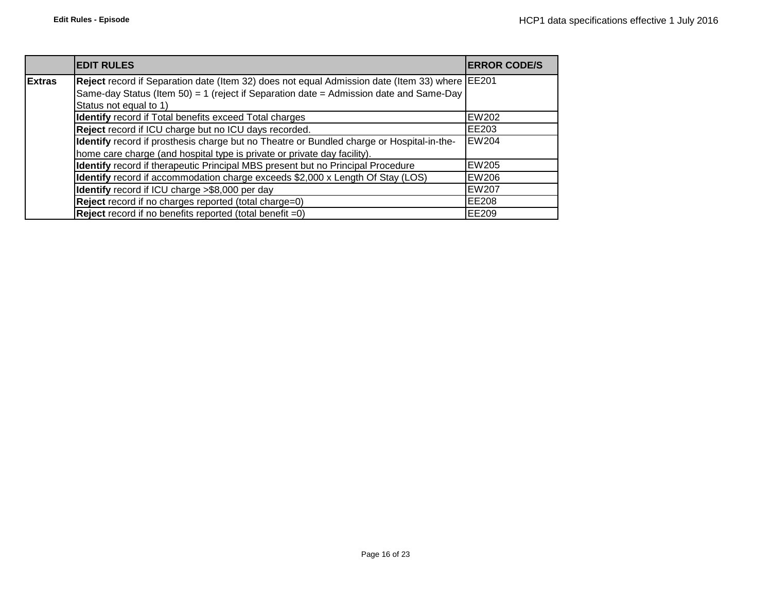| | EDIT RULES | ERROR CODE/S |
|---|---|---|
| **Extras** | **Reject** record if Separation date (Item 32) does not equal Admission date (Item 33) where Same-day Status (Item 50) = 1 (reject if Separation date = Admission date and Same-Day Status not equal to 1) | EE201 |
| | **Identify** record if Total benefits exceed Total charges | EW202 |
| | **Reject** record if ICU charge but no ICU days recorded. | EE203 |
| | **Identify** record if prosthesis charge but no Theatre or Bundled charge or Hospital-in-the-home care charge (and hospital type is private or private day facility). | EW204 |
| | **Identify** record if therapeutic Principal MBS present but no Principal Procedure | EW205 |
| | **Identify** record if accommodation charge exceeds $2,000 x Length Of Stay (LOS) | EW206 |
| | **Identify** record if ICU charge >$8,000 per day | EW207 |
| | **Reject** record if no charges reported (total charge=0) | EE208 |
| | **Reject** record if no benefits reported (total benefit =0) | EE209 |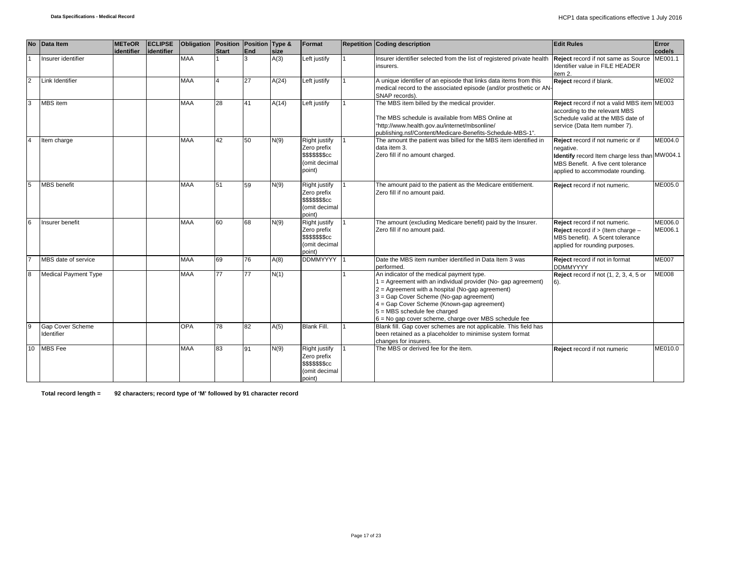| No | Data Item | METeOR identifier | ECLIPSE identifier | Obligation | Position Start | Position End | Type & size | Format | Repetition | Coding description | Edit Rules | Error code/s |
|---|---|---|---|---|---|---|---|---|---|---|---|---|
| 1 | Insurer identifier | | | MAA | 1 | 3 | A(3) | Left justify | 1 | Insurer identifier selected from the list of registered private health insurers. | **Reject** record if not same as Source Identifier value in FILE HEADER item 2. | ME001.1 |
| 2 | Link Identifier | | | MAA | 4 | 27 | A(24) | Left justify | 1 | A unique identifier of an episode that links data items from this medical record to the associated episode (and/or prosthetic or AN-SNAP records). | **Reject** record if blank. | ME002 |
| 3 | MBS item | | | MAA | 28 | 41 | A(14) | Left justify | 1 | The MBS item billed by the medical provider.<br><br>The MBS schedule is available from MBS Online at "http://www.health.gov.au/internet/mbsonline/ publishing.nsf/Content/Medicare-Benefits-Schedule-MBS-1". | **Reject** record if not a valid MBS item according to the relevant MBS Schedule valid at the MBS date of service (Data Item number 7). | ME003 |
| 4 | Item charge | | | MAA | 42 | 50 | N(9) | Right justify Zero prefix $$$$$$$cc (omit decimal point) | 1 | The amount the patient was billed for the MBS item identified in data item 3.<br>Zero fill if no amount charged. | **Reject** record if not numeric or if negative.<br>**Identify** record Item charge less than MBS Benefit. A five cent tolerance applied to accommodate rounding. | ME004.0<br>MW004.1 |
| 5 | MBS benefit | | | MAA | 51 | 59 | N(9) | Right justify Zero prefix $$$$$$$cc (omit decimal point) | 1 | The amount paid to the patient as the Medicare entitlement.<br>Zero fill if no amount paid. | **Reject** record if not numeric. | ME005.0 |
| 6 | Insurer benefit | | | MAA | 60 | 68 | N(9) | Right justify Zero prefix $$$$$$$cc (omit decimal point) | 1 | The amount (excluding Medicare benefit) paid by the Insurer.<br>Zero fill if no amount paid. | **Reject** record if not numeric.<br>**Reject** record if > (Item charge – MBS benefit). A 5cent tolerance applied for rounding purposes. | ME006.0<br>ME006.1 |
| 7 | MBS date of service | | | MAA | 69 | 76 | A(8) | DDMMYYYY | 1 | Date the MBS item number identified in Data Item 3 was performed. | **Reject** record if not in format DDMMYYYY | ME007 |
| 8 | Medical Payment Type | | | MAA | 77 | 77 | N(1) | | 1 | An indicator of the medical payment type.<br>1 = Agreement with an individual provider (No- gap agreement)<br>2 = Agreement with a hospital (No-gap agreement)<br>3 = Gap Cover Scheme (No-gap agreement)<br>4 = Gap Cover Scheme (Known-gap agreement)<br>5 = MBS schedule fee charged<br>6 = No gap cover scheme, charge over MBS schedule fee | **Reject** record if not (1, 2, 3, 4, 5 or 6). | ME008 |
| 9 | Gap Cover Scheme Identifier | | | OPA | 78 | 82 | A(5) | Blank Fill. | 1 | Blank fill. Gap cover schemes are not applicable. This field has been retained as a placeholder to minimise system format changes for insurers. | | |
| 10 | MBS Fee | | | MAA | 83 | 91 | N(9) | Right justify Zero prefix $$$$$$$cc (omit decimal point) | 1 | The MBS or derived fee for the item. | **Reject** record if not numeric | ME010.0 |

**Total record length = 92 characters; record type of 'M' followed by 91 character record**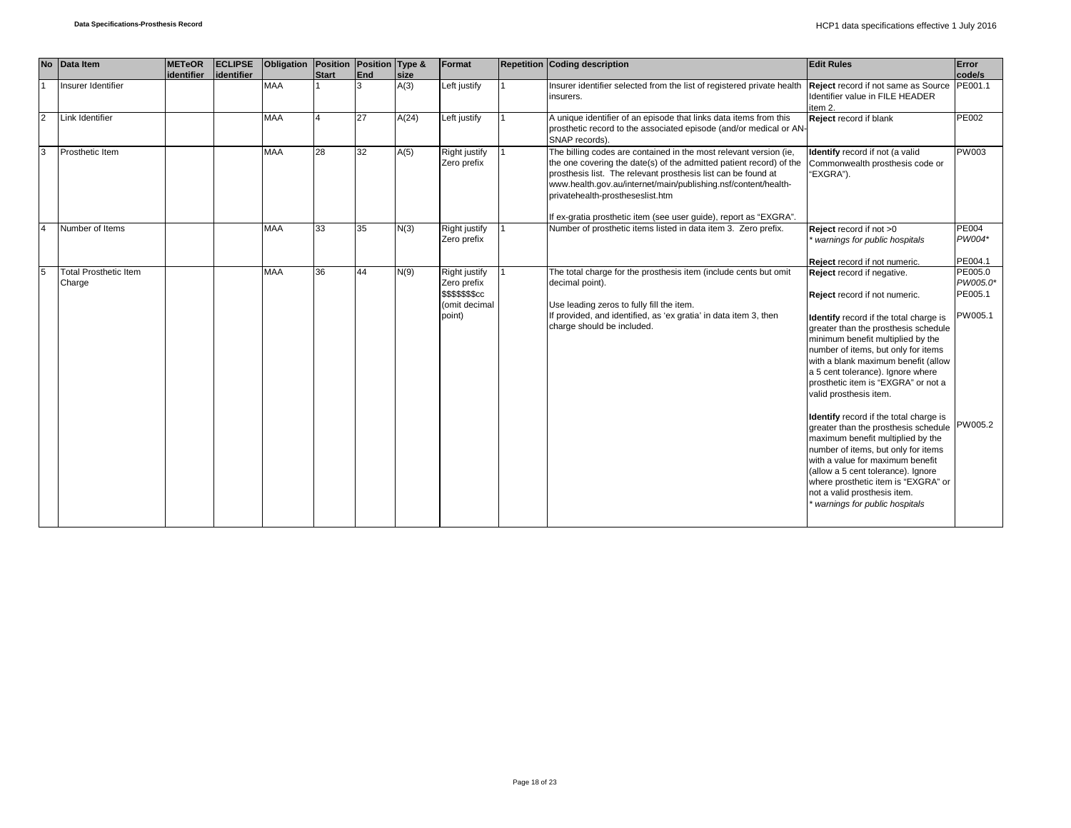| No | Data Item | METeOR identifier | ECLIPSE identifier | Obligation | Position Start | Position End | Type & size | Format | Repetition | Coding description | Edit Rules | Error code/s |
|---|---|---|---|---|---|---|---|---|---|---|---|---|
| 1 | Insurer Identifier | | | MAA | 1 | 3 | A(3) | Left justify | 1 | Insurer identifier selected from the list of registered private health insurers. | **Reject** record if not same as Source Identifier value in FILE HEADER item 2. | PE001.1 |
| 2 | Link Identifier | | | MAA | 4 | 27 | A(24) | Left justify | 1 | A unique identifier of an episode that links data items from this prosthetic record to the associated episode (and/or medical or AN-SNAP records). | **Reject** record if blank | PE002 |
| 3 | Prosthetic Item | | | MAA | 28 | 32 | A(5) | Right justify Zero prefix | 1 | The billing codes are contained in the most relevant version (ie, the one covering the date(s) of the admitted patient record) of the prosthesis list. The relevant prosthesis list can be found at www.health.gov.au/internet/main/publishing.nsf/content/health-privatehealth-prostheseslist.htm<br><br>If ex-gratia prosthetic item (see user guide), report as "EXGRA". | **Identify** record if not (a valid Commonwealth prosthesis code or "EXGRA"). | PW003 |
| 4 | Number of Items | | | MAA | 33 | 35 | N(3) | Right justify Zero prefix | 1 | Number of prosthetic items listed in data item 3. Zero prefix. | **Reject** record if not >0<br>*\* warnings for public hospitals*<br><br>**Reject** record if not numeric. | PE004<br>*PW004\**<br><br>PE004.1 |
| 5 | Total Prosthetic Item Charge | | | MAA | 36 | 44 | N(9) | Right justify Zero prefix $$$$$$$cc (omit decimal point) | 1 | The total charge for the prosthesis item (include cents but omit decimal point).<br><br>Use leading zeros to fully fill the item.<br>If provided, and identified, as 'ex gratia' in data item 3, then charge should be included. | **Reject** record if negative.<br><br>**Reject** record if not numeric.<br><br>**Identify** record if the total charge is greater than the prosthesis schedule minimum benefit multiplied by the number of items, but only for items with a blank maximum benefit (allow a 5 cent tolerance). Ignore where prosthetic item is "EXGRA" or not a valid prosthesis item.<br><br>**Identify** record if the total charge is greater than the prosthesis schedule maximum benefit multiplied by the number of items, but only for items with a value for maximum benefit (allow a 5 cent tolerance). Ignore where prosthetic item is "EXGRA" or not a valid prosthesis item.<br>*\* warnings for public hospitals* | PE005.0<br>*PW005.0\**<br>PE005.1<br><br>PW005.1<br><br>PW005.2 |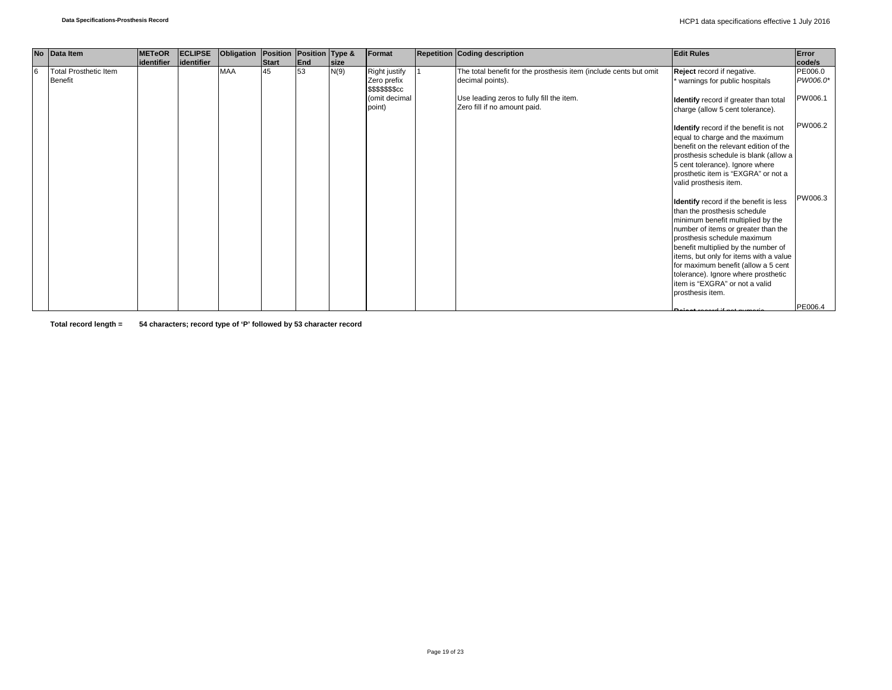| No | Data Item | METeOR identifier | ECLIPSE identifier | Obligation | Position Start | Position End | Type & size | Format | Repetition | Coding description | Edit Rules | Error code/s |
|---|---|---|---|---|---|---|---|---|---|---|---|---|
| 6 | Total Prosthetic Item Benefit | | | MAA | 45 | 53 | N(9) | Right justify Zero prefix $$$$$$$cc (omit decimal point) | 1 | The total benefit for the prosthesis item (include cents but omit decimal points).<br><br>Use leading zeros to fully fill the item.<br>Zero fill if no amount paid. | **Reject** record if negative.<br>* warnings for public hospitals | PE006.0<br>*PW006.0** |
| | | | | | | | | | | | **Identify** record if greater than total charge (allow 5 cent tolerance). | PW006.1 |
| | | | | | | | | | | | **Identify** record if the benefit is not equal to charge and the maximum benefit on the relevant edition of the prosthesis schedule is blank (allow a 5 cent tolerance). Ignore where prosthetic item is "EXGRA" or not a valid prosthesis item. | PW006.2 |
| | | | | | | | | | | | **Identify** record if the benefit is less than the prosthesis schedule minimum benefit multiplied by the number of items or greater than the prosthesis schedule maximum benefit multiplied by the number of items, but only for items with a value for maximum benefit (allow a 5 cent tolerance). Ignore where prosthetic item is "EXGRA" or not a valid prosthesis item. | PW006.3 |
| | | | | | | | | | | | **Reject** record if not numeric | PE006.4 |

**Total record length = 54 characters; record type of 'P' followed by 53 character record**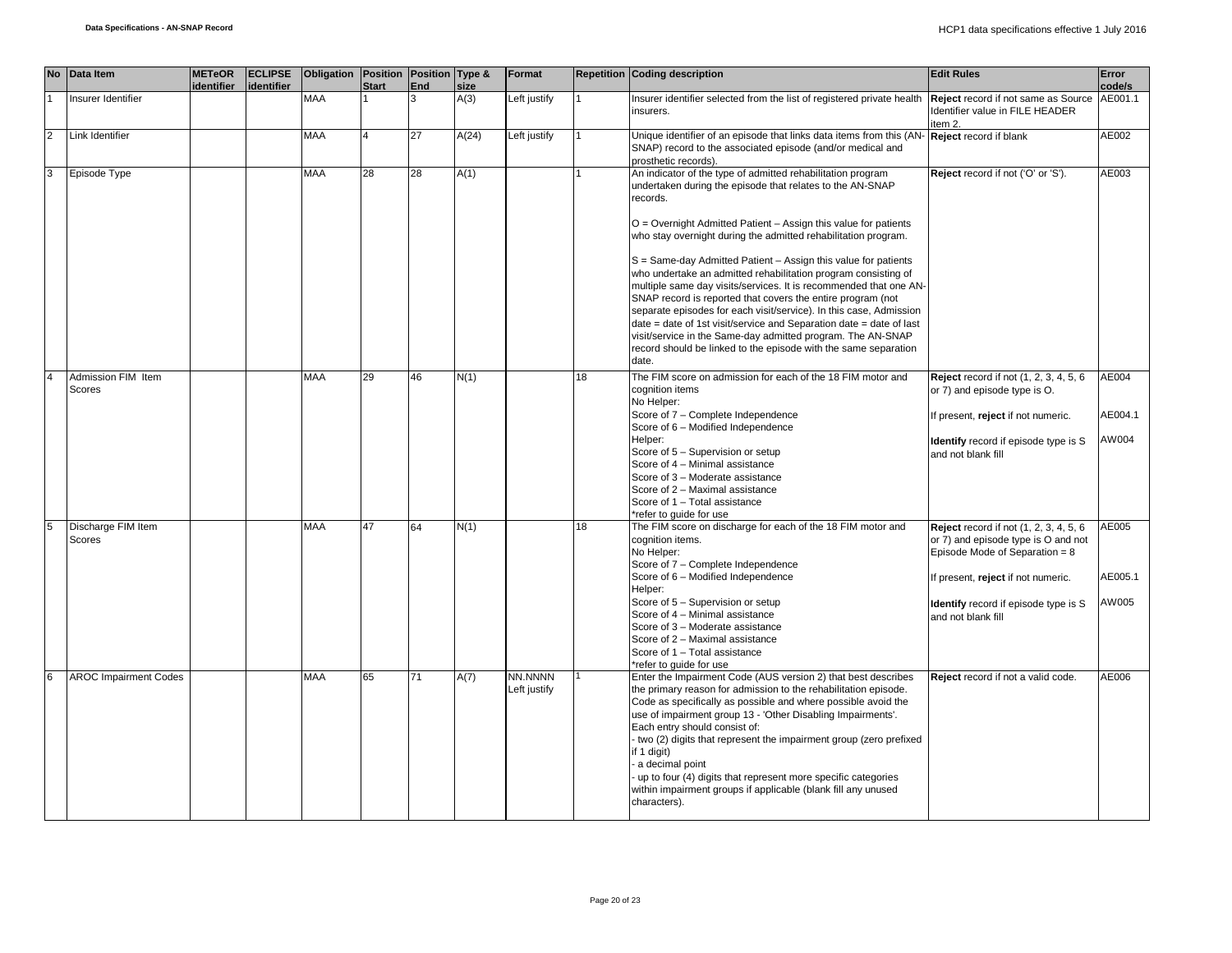| No | Data Item | METeOR identifier | ECLIPSE identifier | Obligation | Position Start | Position End | Type & size | Format | Repetition | Coding description | Edit Rules | Error code/s |
|---|---|---|---|---|---|---|---|---|---|---|---|---|
| 1 | Insurer Identifier | | | MAA | 1 | 3 | A(3) | Left justify | 1 | Insurer identifier selected from the list of registered private health insurers. | **Reject** record if not same as Source Identifier value in FILE HEADER item 2. | AE001.1 |
| 2 | Link Identifier | | | MAA | 4 | 27 | A(24) | Left justify | 1 | Unique identifier of an episode that links data items from this (AN-SNAP) record to the associated episode (and/or medical and prosthetic records). | **Reject** record if blank | AE002 |
| 3 | Episode Type | | | MAA | 28 | 28 | A(1) | | 1 | An indicator of the type of admitted rehabilitation program undertaken during the episode that relates to the AN-SNAP records.<br><br>O = Overnight Admitted Patient – Assign this value for patients who stay overnight during the admitted rehabilitation program.<br><br>S = Same-day Admitted Patient – Assign this value for patients who undertake an admitted rehabilitation program consisting of multiple same day visits/services. It is recommended that one AN-SNAP record is reported that covers the entire program (not separate episodes for each visit/service). In this case, Admission date = date of 1st visit/service and Separation date = date of last visit/service in the Same-day admitted program. The AN-SNAP record should be linked to the episode with the same separation date. | **Reject** record if not ('O' or 'S'). | AE003 |
| 4 | Admission FIM Item Scores | | | MAA | 29 | 46 | N(1) | | 18 | The FIM score on admission for each of the 18 FIM motor and cognition items<br>No Helper:<br>Score of 7 – Complete Independence<br>Score of 6 – Modified Independence<br>Helper:<br>Score of 5 – Supervision or setup<br>Score of 4 – Minimal assistance<br>Score of 3 – Moderate assistance<br>Score of 2 – Maximal assistance<br>Score of 1 – Total assistance<br>*refer to guide for use | **Reject** record if not (1, 2, 3, 4, 5, 6 or 7) and episode type is O.<br><br>If present, **reject** if not numeric.<br><br>**Identify** record if episode type is S and not blank fill | AE004<br><br>AE004.1<br><br>AW004 |
| 5 | Discharge FIM Item Scores | | | MAA | 47 | 64 | N(1) | | 18 | The FIM score on discharge for each of the 18 FIM motor and cognition items.<br>No Helper:<br>Score of 7 – Complete Independence<br>Score of 6 – Modified Independence<br>Helper:<br>Score of 5 – Supervision or setup<br>Score of 4 – Minimal assistance<br>Score of 3 – Moderate assistance<br>Score of 2 – Maximal assistance<br>Score of 1 – Total assistance<br>*refer to guide for use | **Reject** record if not (1, 2, 3, 4, 5, 6 or 7) and episode type is O and not Episode Mode of Separation = 8<br><br>If present, **reject** if not numeric.<br><br>**Identify** record if episode type is S and not blank fill | AE005<br><br>AE005.1<br><br>AW005 |
| 6 | AROC Impairment Codes | | | MAA | 65 | 71 | A(7) | NN.NNNN Left justify | 1 | Enter the Impairment Code (AUS version 2) that best describes the primary reason for admission to the rehabilitation episode. Code as specifically as possible and where possible avoid the use of impairment group 13 - 'Other Disabling Impairments'.<br>Each entry should consist of:<br>- two (2) digits that represent the impairment group (zero prefixed if 1 digit)<br>- a decimal point<br>- up to four (4) digits that represent more specific categories within impairment groups if applicable (blank fill any unused characters). | **Reject** record if not a valid code. | AE006 |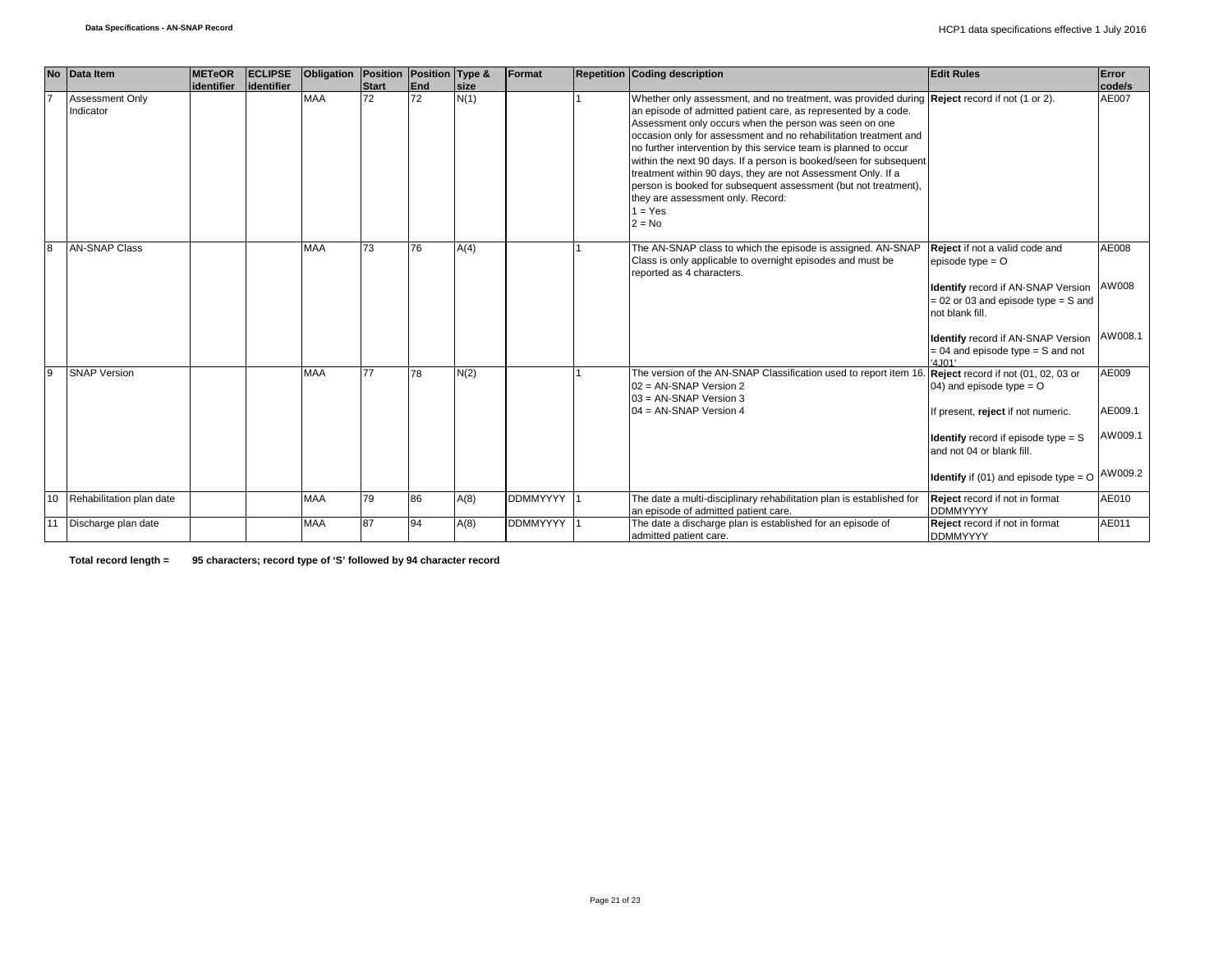| No | Data Item | METeOR identifier | ECLIPSE identifier | Obligation | Position Start | Position End | Type & size | Format | Repetition | Coding description | Edit Rules | Error code/s |
|---|---|---|---|---|---|---|---|---|---|---|---|---|
| 7 | Assessment Only Indicator | | | MAA | 72 | 72 | N(1) | | 1 | Whether only assessment, and no treatment, was provided during an episode of admitted patient care, as represented by a code. Assessment only occurs when the person was seen on one occasion only for assessment and no rehabilitation treatment and no further intervention by this service team is planned to occur within the next 90 days. If a person is booked/seen for subsequent treatment within 90 days, they are not Assessment Only. If a person is booked for subsequent assessment (but not treatment), they are assessment only. Record:<br>1 = Yes<br>2 = No | **Reject** record if not (1 or 2). | AE007 |
| 8 | AN-SNAP Class | | | MAA | 73 | 76 | A(4) | | 1 | The AN-SNAP class to which the episode is assigned. AN-SNAP Class is only applicable to overnight episodes and must be reported as 4 characters. | **Reject** if not a valid code and episode type = O<br><br>**Identify** record if AN-SNAP Version = 02 or 03 and episode type = S and not blank fill.<br><br>**Identify** record if AN-SNAP Version = 04 and episode type = S and not '4J01' | AE008<br><br>AW008<br><br>AW008.1 |
| 9 | SNAP Version | | | MAA | 77 | 78 | N(2) | | 1 | The version of the AN-SNAP Classification used to report item 16.<br>02 = AN-SNAP Version 2<br>03 = AN-SNAP Version 3<br>04 = AN-SNAP Version 4 | **Reject** record if not (01, 02, 03 or 04) and episode type = O<br><br>If present, **reject** if not numeric.<br><br>**Identify** record if episode type = S and not 04 or blank fill.<br><br>**Identify** if (01) and episode type = O | AE009<br><br>AE009.1<br><br>AW009.1<br><br>AW009.2 |
| 10 | Rehabilitation plan date | | | MAA | 79 | 86 | A(8) | DDMMYYYY | 1 | The date a multi-disciplinary rehabilitation plan is established for an episode of admitted patient care. | **Reject** record if not in format DDMMYYYY | AE010 |
| 11 | Discharge plan date | | | MAA | 87 | 94 | A(8) | DDMMYYYY | 1 | The date a discharge plan is established for an episode of admitted patient care. | **Reject** record if not in format DDMMYYYY | AE011 |

**Total record length = 95 characters; record type of 'S' followed by 94 character record**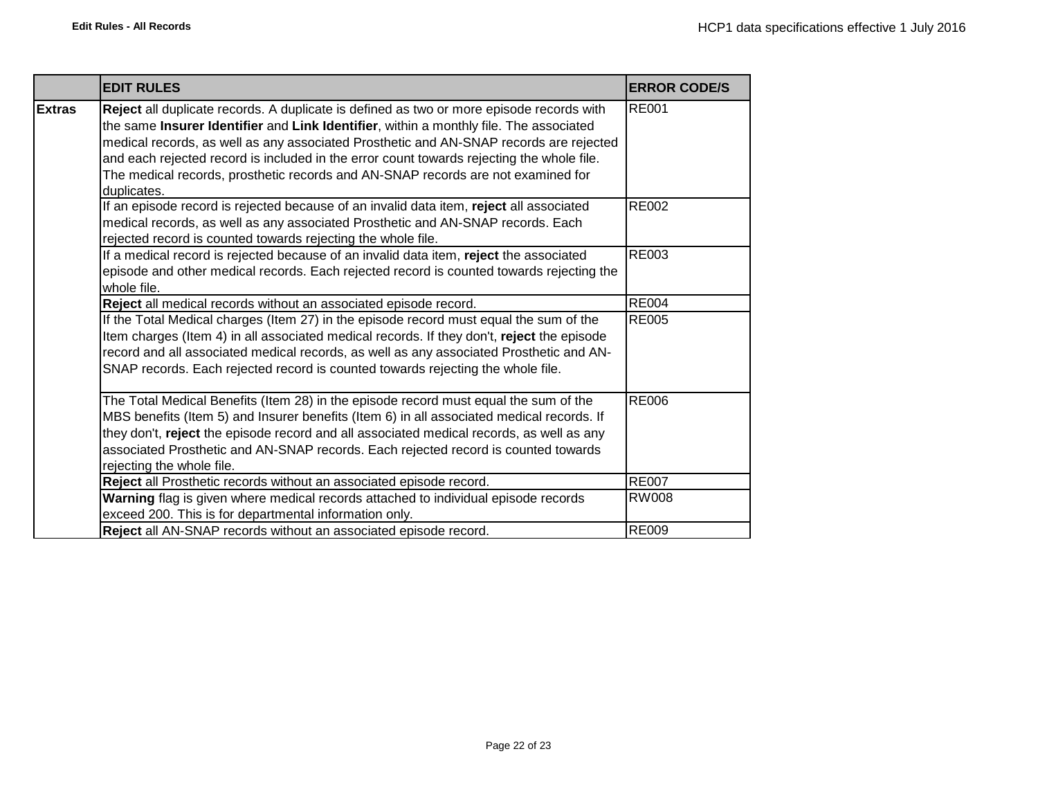| | EDIT RULES | ERROR CODE/S |
|---|---|---|
| **Extras** | **Reject** all duplicate records. A duplicate is defined as two or more episode records with the same **Insurer Identifier** and **Link Identifier**, within a monthly file. The associated medical records, as well as any associated Prosthetic and AN-SNAP records are rejected and each rejected record is included in the error count towards rejecting the whole file. The medical records, prosthetic records and AN-SNAP records are not examined for duplicates. | RE001 |
| | If an episode record is rejected because of an invalid data item, **reject** all associated medical records, as well as any associated Prosthetic and AN-SNAP records. Each rejected record is counted towards rejecting the whole file. | RE002 |
| | If a medical record is rejected because of an invalid data item, **reject** the associated episode and other medical records. Each rejected record is counted towards rejecting the whole file. | RE003 |
| | **Reject** all medical records without an associated episode record. | RE004 |
| | If the Total Medical charges (Item 27) in the episode record must equal the sum of the Item charges (Item 4) in all associated medical records. If they don't, **reject** the episode record and all associated medical records, as well as any associated Prosthetic and AN-SNAP records. Each rejected record is counted towards rejecting the whole file. | RE005 |
| | The Total Medical Benefits (Item 28) in the episode record must equal the sum of the MBS benefits (Item 5) and Insurer benefits (Item 6) in all associated medical records. If they don't, **reject** the episode record and all associated medical records, as well as any associated Prosthetic and AN-SNAP records. Each rejected record is counted towards rejecting the whole file. | RE006 |
| | **Reject** all Prosthetic records without an associated episode record. | RE007 |
| | **Warning** flag is given where medical records attached to individual episode records exceed 200. This is for departmental information only. | RW008 |
| | **Reject** all AN-SNAP records without an associated episode record. | RE009 |